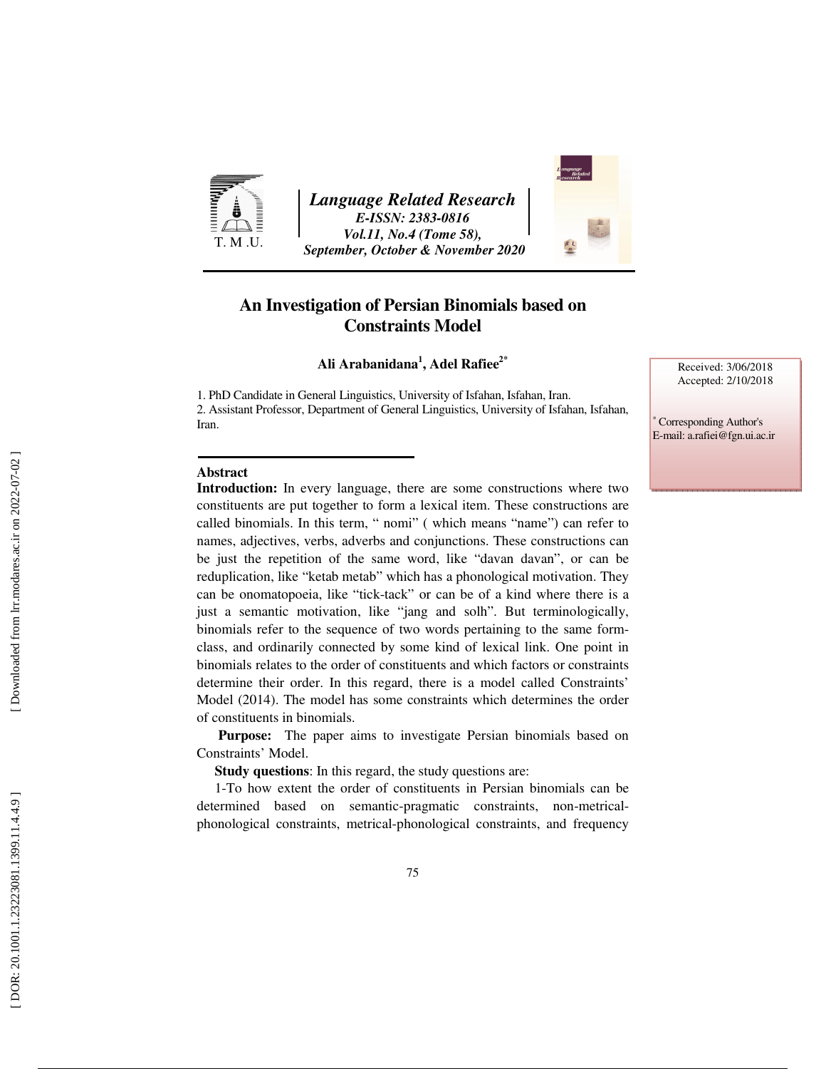# An Investigation of Persian Binomials based on Constraints Model

**Ali Arabanidana[1], Adel Rafiee[2*]**

1. PhD Candidate in General Linguistics, University of Isfahan, Isfahan, Iran.
2. Assistant Professor, Department of General Linguistics, University of Isfahan, Isfahan, Iran.

Received: 3/06/2018
Accepted: 2/10/2018

[*] Corresponding Author's E-mail: a.rafiei@fgn.ui.ac.ir

## Abstract

**Introduction:** In every language, there are some constructions where two constituents are put together to form a lexical item. These constructions are called binomials. In this term, " nomi" ( which means "name") can refer to names, adjectives, verbs, adverbs and conjunctions. These constructions can be just the repetition of the same word, like "davan davan", or can be reduplication, like "ketab metab" which has a phonological motivation. They can be onomatopoeia, like "tick-tack" or can be of a kind where there is a just a semantic motivation, like "jang and solh". But terminologically, binomials refer to the sequence of two words pertaining to the same form-class, and ordinarily connected by some kind of lexical link. One point in binomials relates to the order of constituents and which factors or constraints determine their order. In this regard, there is a model called Constraints' Model (2014). The model has some constraints which determines the order of constituents in binomials.

**Purpose:** The paper aims to investigate Persian binomials based on Constraints' Model.

**Study questions**: In this regard, the study questions are:

1-To how extent the order of constituents in Persian binomials can be determined based on semantic-pragmatic constraints, non-metrical-phonological constraints, metrical-phonological constraints, and frequency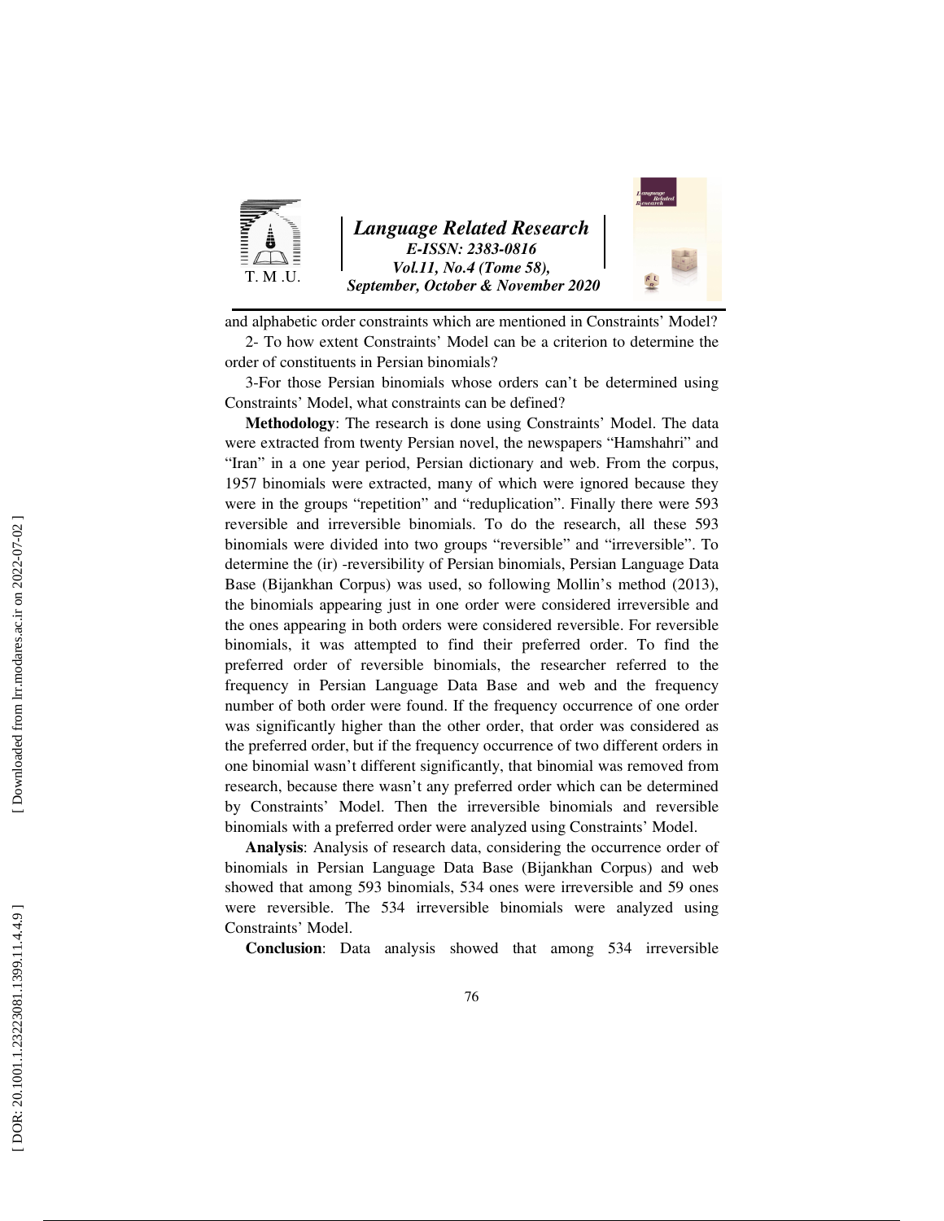and alphabetic order constraints which are mentioned in Constraints' Model?

2- To how extent Constraints' Model can be a criterion to determine the order of constituents in Persian binomials?

3-For those Persian binomials whose orders can't be determined using Constraints' Model, what constraints can be defined?

**Methodology**: The research is done using Constraints' Model. The data were extracted from twenty Persian novel, the newspapers "Hamshahri" and "Iran" in a one year period, Persian dictionary and web. From the corpus, 1957 binomials were extracted, many of which were ignored because they were in the groups "repetition" and "reduplication". Finally there were 593 reversible and irreversible binomials. To do the research, all these 593 binomials were divided into two groups "reversible" and "irreversible". To determine the (ir) -reversibility of Persian binomials, Persian Language Data Base (Bijankhan Corpus) was used, so following Mollin's method (2013), the binomials appearing just in one order were considered irreversible and the ones appearing in both orders were considered reversible. For reversible binomials, it was attempted to find their preferred order. To find the preferred order of reversible binomials, the researcher referred to the frequency in Persian Language Data Base and web and the frequency number of both order were found. If the frequency occurrence of one order was significantly higher than the other order, that order was considered as the preferred order, but if the frequency occurrence of two different orders in one binomial wasn't different significantly, that binomial was removed from research, because there wasn't any preferred order which can be determined by Constraints' Model. Then the irreversible binomials and reversible binomials with a preferred order were analyzed using Constraints' Model.

**Analysis**: Analysis of research data, considering the occurrence order of binomials in Persian Language Data Base (Bijankhan Corpus) and web showed that among 593 binomials, 534 ones were irreversible and 59 ones were reversible. The 534 irreversible binomials were analyzed using Constraints' Model.

**Conclusion**: Data analysis showed that among 534 irreversible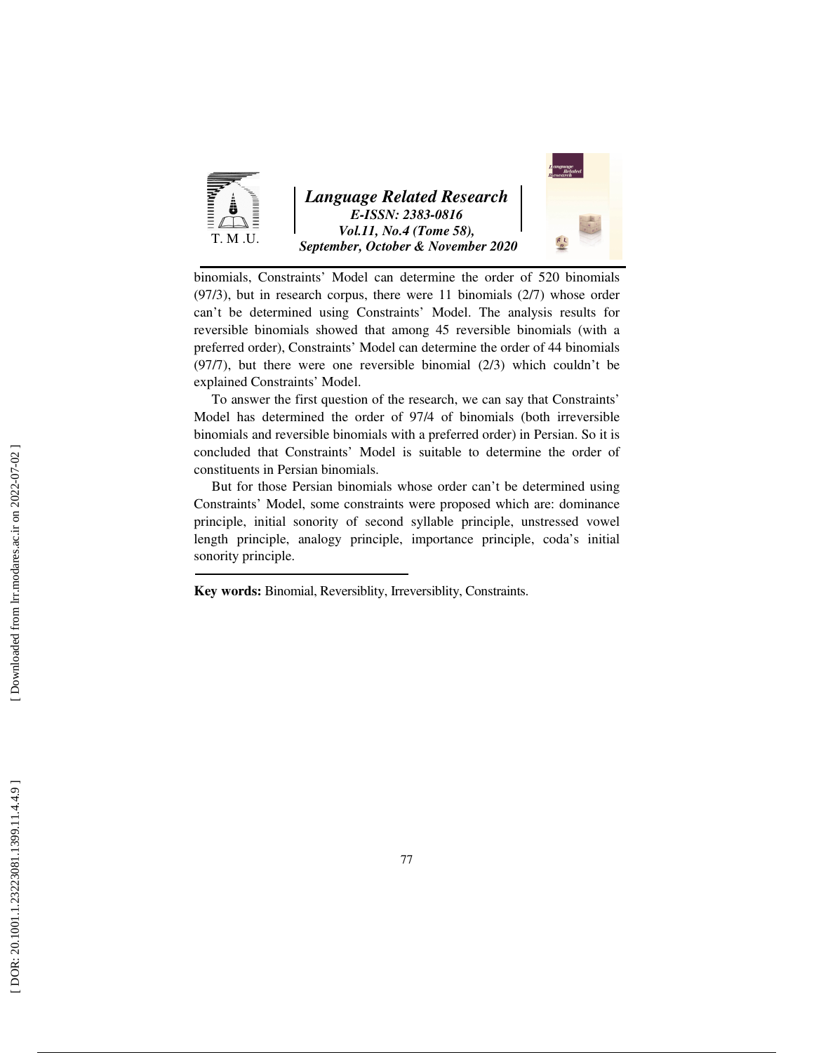binomials, Constraints' Model can determine the order of 520 binomials (97/3), but in research corpus, there were 11 binomials (2/7) whose order can't be determined using Constraints' Model. The analysis results for reversible binomials showed that among 45 reversible binomials (with a preferred order), Constraints' Model can determine the order of 44 binomials (97/7), but there were one reversible binomial (2/3) which couldn't be explained Constraints' Model.

To answer the first question of the research, we can say that Constraints' Model has determined the order of 97/4 of binomials (both irreversible binomials and reversible binomials with a preferred order) in Persian. So it is concluded that Constraints' Model is suitable to determine the order of constituents in Persian binomials.

But for those Persian binomials whose order can't be determined using Constraints' Model, some constraints were proposed which are: dominance principle, initial sonority of second syllable principle, unstressed vowel length principle, analogy principle, importance principle, coda's initial sonority principle.

**Key words:** Binomial, Reversiblity, Irreversiblity, Constraints.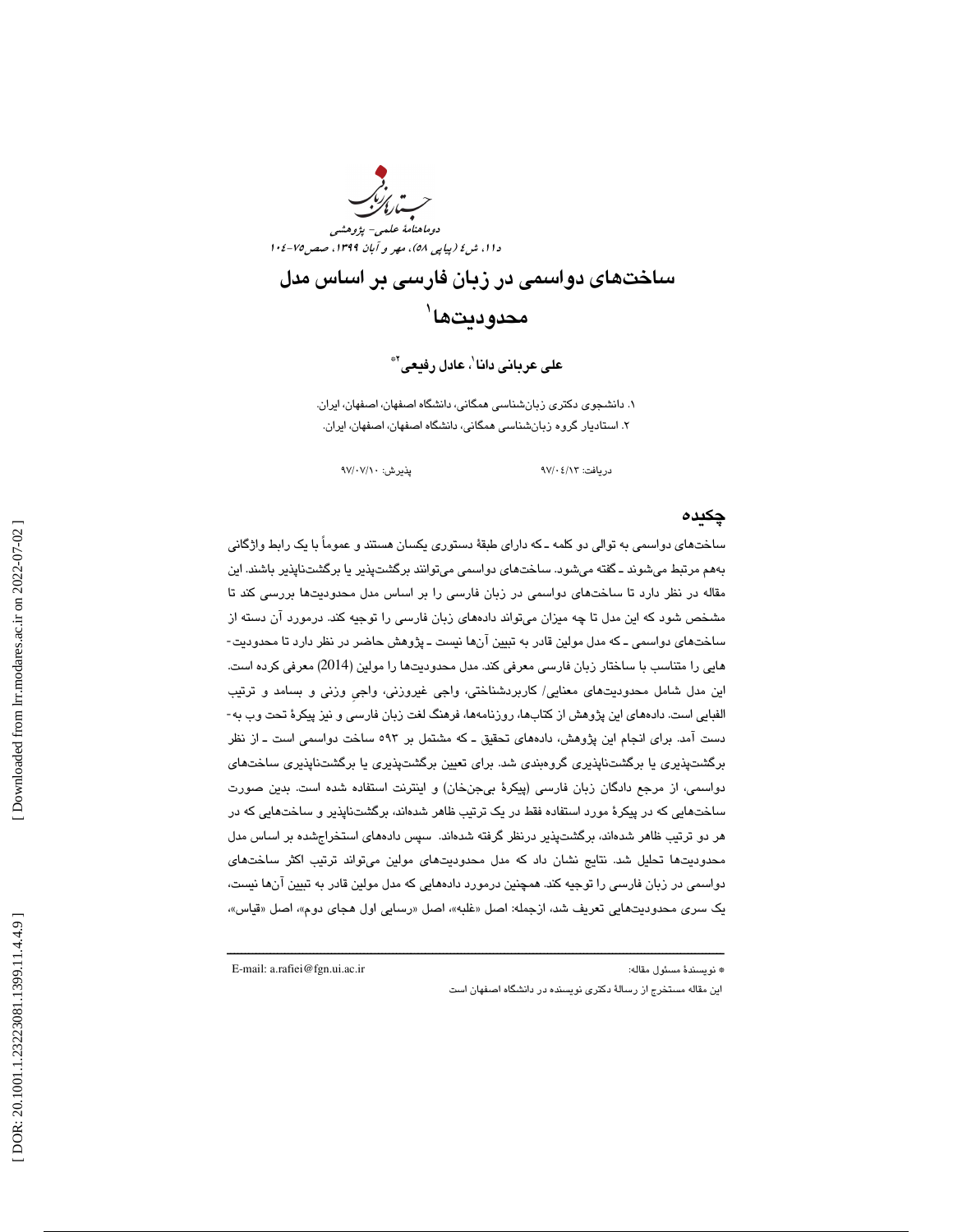# ساخت‌های دواسمی در زبان فارسی بر اساس مدل محدودیت‌ها[1]

**علی عربانی دانا[1]، عادل رفیعی[2]***

۱. دانشجوی دکتری زبان‌شناسی همگانی، دانشگاه اصفهان، اصفهان، ایران.
۲. استادیار گروه زبان‌شناسی همگانی، دانشگاه اصفهان، اصفهان، ایران.

دریافت: ۹۷/۰۴/۱۳ پذیرش: ۹۷/۰۷/۱۰

## چکیده

ساخت‌های دواسمی به توالی دو کلمه ـ که دارای طبقهٔ دستوری یکسان هستند و عموماً با یک رابط واژگانی به‌هم مرتبط می‌شوند ـ گفته می‌شود. ساخت‌های دواسمی می‌توانند برگشت‌پذیر یا برگشت‌ناپذیر باشند. این مقاله در نظر دارد تا ساخت‌های دواسمی در زبان فارسی را بر اساس مدل محدودیت‌ها بررسی کند تا مشخص شود که این مدل تا چه میزان می‌تواند داده‌های زبان فارسی را توجیه کند. درمورد آن دسته از ساخت‌های دواسمی ـ که مدل مولین قادر به تبیین آن‌ها نیست ـ پژوهش حاضر در نظر دارد تا محدودیت‌هایی را متناسب با ساختار زبان فارسی معرفی کند. مدل محدودیت‌ها را مولین (2014) معرفی کرده است. این مدل شامل محدودیت‌های معنایی/ کاربردشناختی، واجی غیروزنی، واجیِ وزنی و بسامد و ترتیب الفبایی است. داده‌های این پژوهش از کتاب‌ها، روزنامه‌ها، فرهنگ لغت زبان فارسی و نیز پیکرهٔ تحت وب به‌دست آمد. برای انجام این پژوهش، داده‌های تحقیق ـ که مشتمل بر ۵۹۳ ساخت دواسمی است ـ از نظر برگشت‌پذیری یا برگشت‌ناپذیری گروه‌بندی شد. برای تعیین برگشت‌پذیری یا برگشت‌ناپذیری ساخت‌های دواسمی، از مرجع دادگان زبان فارسی (پیکرهٔ بی‌جن‌خان) و اینترنت استفاده شده است. بدین صورت ساخت‌هایی که در پیکرهٔ مورد استفاده فقط در یک ترتیب ظاهر شده‌اند، برگشت‌ناپذیر و ساخت‌هایی که در هر دو ترتیب ظاهر شده‌اند، برگشت‌پذیر درنظر گرفته شده‌اند. سپس داده‌های استخراج‌شده بر اساس مدل محدودیت‌ها تحلیل شد. نتایج نشان داد که مدل محدودیت‌های مولین می‌تواند ترتیب اکثر ساخت‌های دواسمی در زبان فارسی را توجیه کند. همچنین درمورد داده‌هایی که مدل مولین قادر به تبیین آن‌ها نیست، یک سری محدودیت‌هایی تعریف شد، ازجمله: اصل «غلبه»، اصل «رسایی اول هجای دوم»، اصل «قیاس»،

---

* نویسندهٔ مسئول مقاله: E-mail: a.rafiei@fgn.ui.ac.ir

[1] این مقاله مستخرج از رسالهٔ دکتری نویسنده در دانشگاه اصفهان است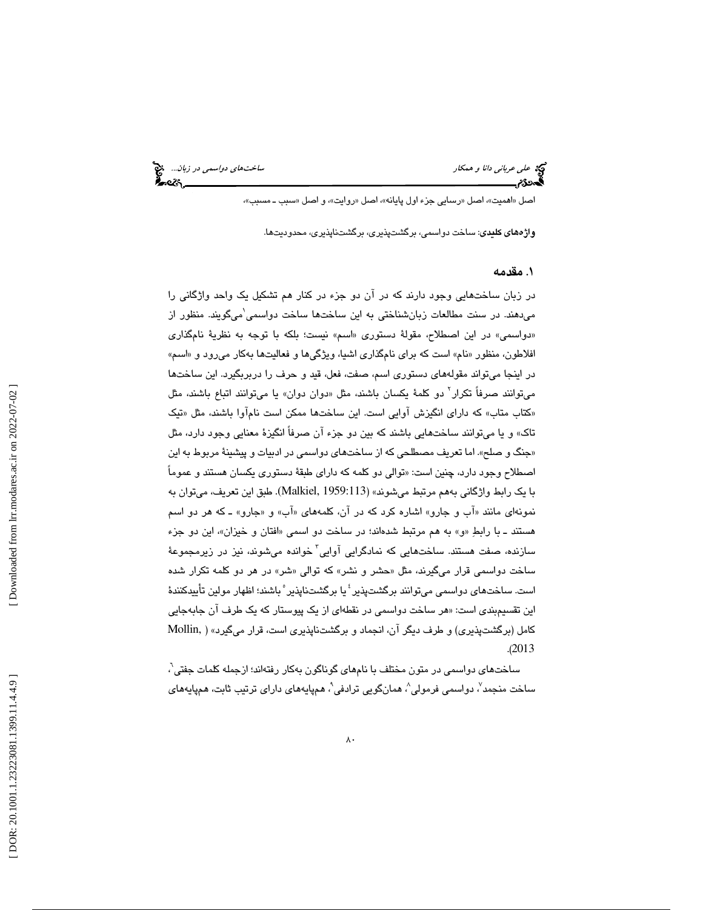اصل «اهمیت»، اصل «رسایی جزء اول پایانه»، اصل «روایت»، و اصل «سبب ـ مسبب».

**واژه‌های کلیدی**: ساخت دواسمی، برگشت‌پذیری، برگشت‌ناپذیری، محدودیت‌ها.

## ۱. مقدمه

در زبان ساخت‌هایی وجود دارند که در آن دو جزء در کنار هم تشکیل یک واحد واژگانی را می‌دهند. در سنت مطالعات زبان‌شناختی به این ساخت‌ها ساخت دواسمی[۱] می‌گویند. منظور از «دواسمی» در این اصطلاح، مقولهٔ دستوری «اسم» نیست؛ بلکه با توجه به نظریهٔ نام‌گذاری افلاطون، منظور «نام» است که برای نام‌گذاری اشیا، ویژگی‌ها و فعالیت‌ها به‌کار می‌رود و «اسم» در اینجا می‌تواند مقوله‌های دستوری اسم، صفت، فعل، قید و حرف را دربربگیرد. این ساخت‌ها می‌توانند صرفاً تکرار[۲] دو کلمهٔ یکسان باشند، مثل «دوان دوان» یا می‌توانند اتباع باشند، مثل «کتاب متاب» که دارای انگیزش آوایی است. این ساخت‌ها ممکن است نام‌آوا باشند، مثل «تیک تاک» و یا می‌توانند ساخت‌هایی باشند که بین دو جزء آن صرفاً انگیزهٔ معنایی وجود دارد، مثل «جنگ و صلح». اما تعریف مصطلحی که از ساخت‌های دواسمی در ادبیات و پیشینهٔ مربوط به این اصطلاح وجود دارد، چنین است: «توالی دو کلمه که دارای طبقهٔ دستوری یکسان هستند و عموماً با یک رابط واژگانی به‌هم مرتبط می‌شوند» (Malkiel, 1959:113). طبق این تعریف، می‌توان به نمونه‌ای مانند «آب و جارو» اشاره کرد که در آن، کلمه‌های «آب» و «جارو» ـ که هر دو اسم هستند ـ با رابطِ «و» به هم مرتبط شده‌اند؛ در ساخت دو اسمی «افتان و خیزان»، این دو جزء سازنده، صفت هستند. ساخت‌هایی که نمادگرایی آوایی[۳] خوانده می‌شوند، نیز در زیرمجموعهٔ ساخت دواسمی قرار می‌گیرند، مثل «حشر و نشر» که توالی «شر» در هر دو کلمه تکرار شده است. ساخت‌های دواسمی می‌توانند برگشت‌پذیر[۴] یا برگشت‌ناپذیر[۵] باشند؛ اظهار مولین تأییدکنندهٔ این تقسیم‌بندی است: «هر ساخت دواسمی در نقطه‌ای از یک پیوستار که یک طرف آن جابه‌جایی کامل (برگشت‌پذیری) و طرف دیگر آن، انجماد و برگشت‌ناپذیری است، قرار می‌گیرد» (Mollin, 2013).

ساخت‌های دواسمی در متون مختلف با نام‌های گوناگون به‌کار رفته‌اند؛ ازجمله کلمات جفتی[۶]، ساخت منجمد[۷]، دواسمی فرمولی[۸]، همان‌گویی ترادفی[۹]، هم‌پایه‌های دارای ترتیب ثابت، هم‌پایه‌های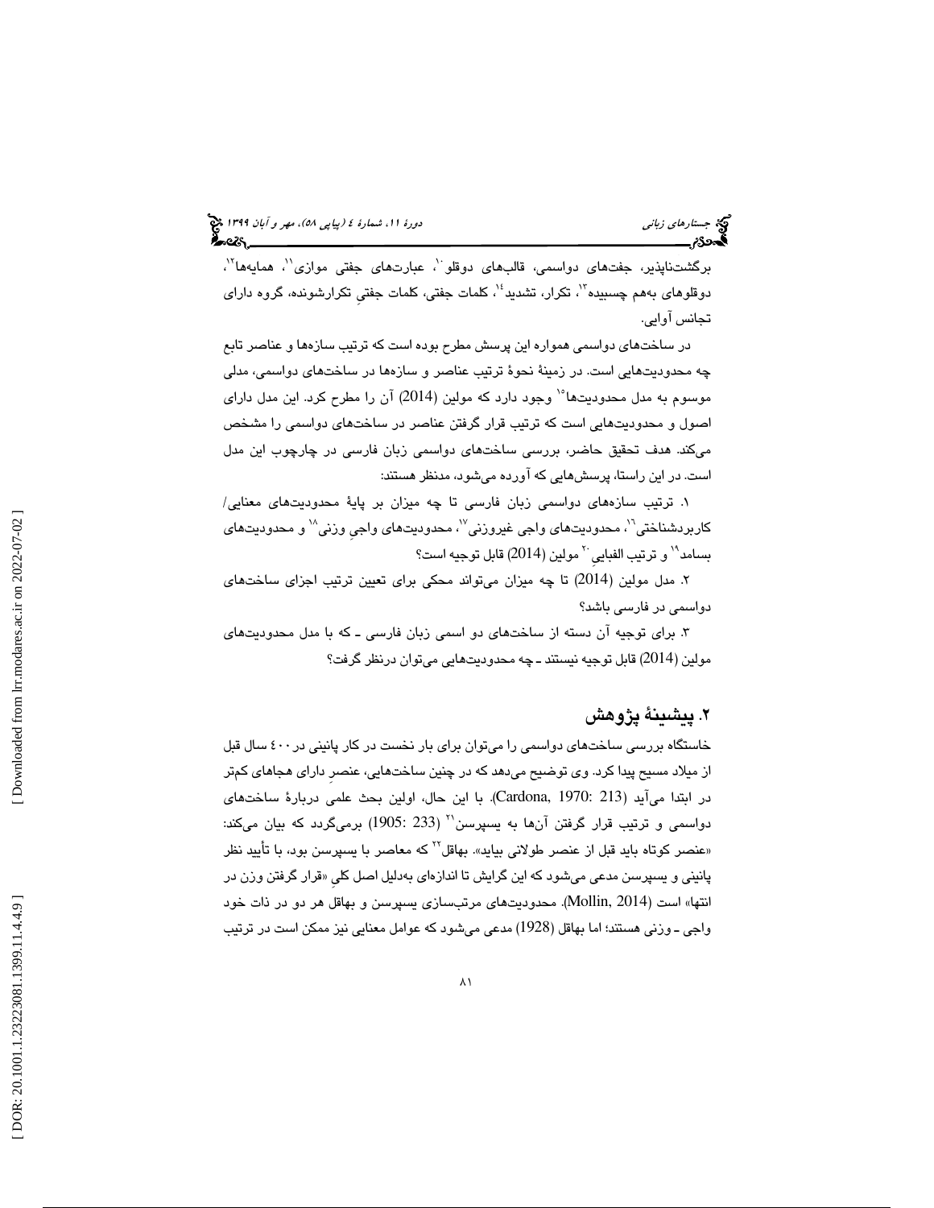برگشت‌ناپذیر، جفت‌های دواسمی، قالب‌های دوقلو[10]، عبارت‌های جفتی موازی[11]، همایه‌ها[12]، دوقلوهای به‌هم چسبیده[13]، تکرار، تشدید[14]، کلمات جفتی، کلمات جفتیِ تکرارشونده، گروه دارای تجانس آوایی.

در ساخت‌های دواسمی همواره این پرسش مطرح بوده است که ترتیب سازه‌ها و عناصر تابع چه محدودیت‌هایی است. در زمینهٔ نحوهٔ ترتیب عناصر و سازه‌ها در ساخت‌های دواسمی، مدلی موسوم به مدل محدودیت‌ها[15] وجود دارد که مولین (2014) آن را مطرح کرد. این مدل دارای اصول و محدودیت‌هایی است که ترتیب قرار گرفتن عناصر در ساخت‌های دواسمی را مشخص می‌کند. هدف تحقیق حاضر، بررسی ساخت‌های دواسمی زبان فارسی در چارچوب این مدل است. در این راستا، پرسش‌هایی که آورده می‌شود، مدنظر هستند:

۱. ترتیب سازه‌های دواسمی زبان فارسی تا چه میزان بر پایهٔ محدودیت‌های معنایی/ کاربردشناختی[16]، محدودیت‌های واجی غیروزنی[17]، محدودیت‌های واجیِ وزنی[18] و محدودیت‌های بسامد[19] و ترتیب الفباییِ[20] مولین (2014) قابل توجیه است؟

۲. مدل مولین (2014) تا چه میزان می‌تواند محکی برای تعیین ترتیب اجزای ساخت‌های دواسمی در فارسی باشد؟

۳. برای توجیه آن دسته از ساخت‌های دو اسمی زبان فارسی ـ که با مدل محدودیت‌های مولین (2014) قابل توجیه نیستند ـ چه محدودیت‌هایی می‌توان درنظر گرفت؟

## ۲. پیشینهٔ پژوهش

خاستگاه بررسی ساخت‌های دواسمی را می‌توان برای بار نخست در کار پانینی در ۴۰۰ سال قبل از میلاد مسیح پیدا کرد. وی توضیح می‌دهد که در چنین ساخت‌هایی، عنصرِ دارای هجاهای کم‌تر در ابتدا می‌آید (Cardona, 1970: 213). با این حال، اولین بحث علمی دربارهٔ ساخت‌های دواسمی و ترتیب قرار گرفتن آن‌ها به یسپرسن[21] (1905: 233) برمی‌گردد که بیان می‌کند: «عنصر کوتاه باید قبل از عنصر طولانی بیاید». بهاقل[22] که معاصر با یسپرسن بود، با تأیید نظر پانینی و یسپرسن مدعی می‌شود که این گرایش تا اندازه‌ای به‌دلیل اصل کلیِ «قرار گرفتن وزن در انتها» است (Mollin, 2014). محدودیت‌های مرتب‌سازی یسپرسن و بهاقل هر دو در ذات خود واجی ـ وزنی هستند؛ اما بهاقل (1928) مدعی می‌شود که عوامل معنایی نیز ممکن است در ترتیب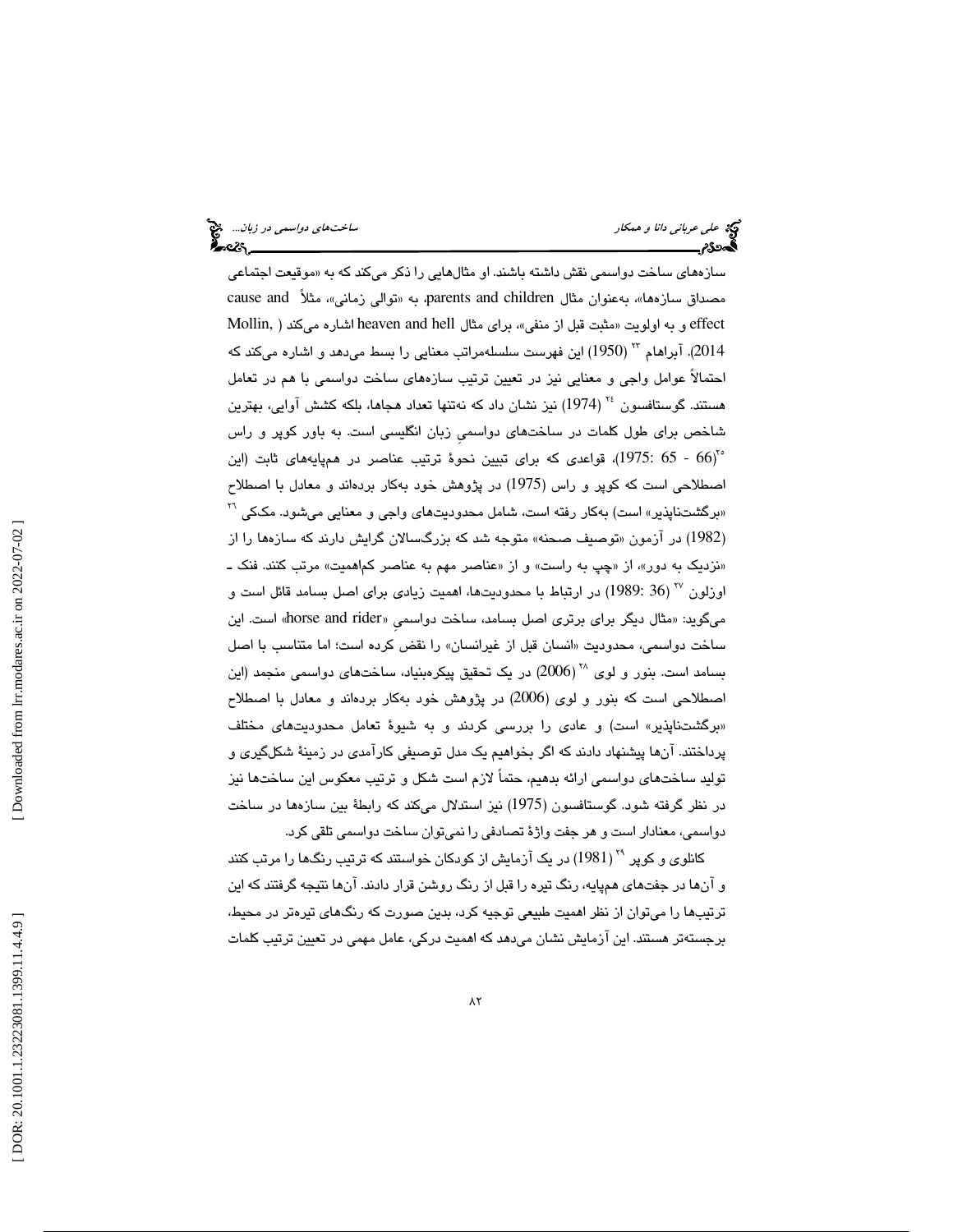سازه‌های ساخت دواسمی نقش داشته باشند. او مثال‌هایی را ذکر می‌کند که به «موقیعت اجتماعی مصداق سازه‌ها»، به‌عنوان مثال parents and children، به «توالی زمانی»، مثلاً cause and effect و به اولویت «مثبت قبل از منفی»، برای مثال heaven and hell اشاره می‌کند (Mollin, 2014). آبراهام [23] (1950) این فهرست سلسله‌مراتب معنایی را بسط می‌دهد و اشاره می‌کند که احتمالاً عوامل واجی و معنایی نیز در تعیین ترتیب سازه‌های ساخت دواسمی با هم در تعامل هستند. گوستافسون [24] (1974) نیز نشان داد که نه‌تنها تعداد هجاها، بلکه کشش آوایی، بهترین شاخص برای طول کلمات در ساخت‌های دواسمیِ زبان انگلیسی است. به باور کوپر و راس [25](66 - 65 :1975)، قواعدی که برای تبیین نحوهٔ ترتیب عناصر در هم‌پایه‌های ثابت (این اصطلاحی است که کوپر و راس (1975) در پژوهش خود به‌کار برده‌اند و معادل با اصطلاح «برگشت‌ناپذیر» است) به‌کار رفته است، شامل محدودیت‌های واجی و معنایی می‌شود. مک‌کی [26] (1982) در آزمون «توصیف صحنه» متوجه شد که بزرگ‌سالان گرایش دارند که سازه‌ها را از «نزدیک به دور»، از «چپ به راست» و از «عناصر مهم به عناصر کم‌اهمیت» مرتب کنند. فنک ـ اوزلون [27] (36 :1989) در ارتباط با محدودیت‌ها، اهمیت زیادی برای اصل بسامد قائل است و می‌گوید: «مثال دیگر برای برتری اصل بسامد، ساخت دواسمیِ «horse and rider» است. این ساخت دواسمی، محدودیت «انسان قبل از غیرانسان» را نقض کرده است؛ اما متناسب با اصل بسامد است. بنور و لوی [28] (2006) در یک تحقیق پیکره‌بنیاد، ساخت‌های دواسمی منجمد (این اصطلاحی است که بنور و لوی (2006) در پژوهش خود به‌کار برده‌اند و معادل با اصطلاح «برگشت‌ناپذیر» است) و عادی را بررسی کردند و به شیوهٔ تعامل محدودیت‌های مختلف پرداختند. آن‌ها پیشنهاد دادند که اگر بخواهیم یک مدل توصیفی کارآمدی در زمینهٔ شکل‌گیری و تولید ساخت‌های دواسمی ارائه بدهیم، حتماً لازم است شکل و ترتیب معکوس این ساخت‌ها نیز در نظر گرفته شود. گوستافسون (1975) نیز استدلال می‌کند که رابطهٔ بین سازه‌ها در ساخت دواسمی، معنادار است و هر جفت واژهٔ تصادفی را نمی‌توان ساخت دواسمی تلقی کرد.

کانلوی و کوپر [29] (1981) در یک آزمایش از کودکان خواستند که ترتیب رنگ‌ها را مرتب کنند و آن‌ها در جفت‌های هم‌پایه، رنگ تیره را قبل از رنگ روشن قرار دادند. آن‌ها نتیجه گرفتند که این ترتیب‌ها را می‌توان از نظر اهمیت طبیعی توجیه کرد، بدین صورت که رنگ‌های تیره‌تر در محیط، برجسته‌تر هستند. این آزمایش نشان می‌دهد که اهمیت درکی، عامل مهمی در تعیین ترتیب کلمات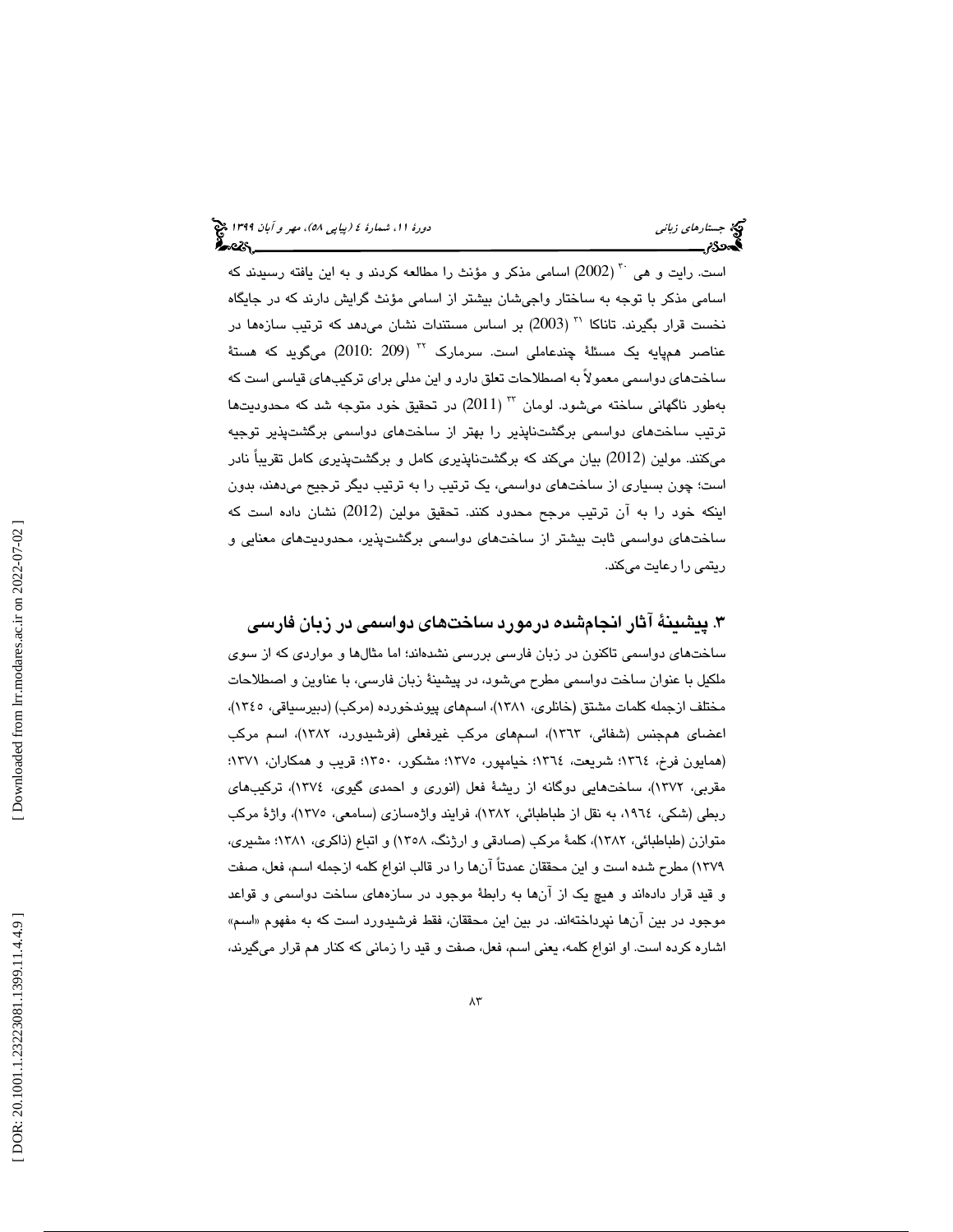است. رایت و هی [30] (2002) اسامی مذکر و مؤنث را مطالعه کردند و به این یافته رسیدند که اسامی مذکر با توجه به ساختار واجی‌شان بیشتر از اسامی مؤنث گرایش دارند که در جایگاه نخست قرار بگیرند. تاناکا [31] (2003) بر اساس مستندات نشان می‌دهد که ترتیب سازه‌ها در عناصر هم‌پایه یک مسئلهٔ چندعاملی است. سرمارک [32] (209 :2010) می‌گوید که هستهٔ ساخت‌های دواسمی معمولاً به اصطلاحات تعلق دارد و این مدلی برای ترکیب‌های قیاسی است که به‌طور ناگهانی ساخته می‌شود. لومان [33] (2011) در تحقیق خود متوجه شد که محدودیت‌ها ترتیب ساخت‌های دواسمی برگشت‌ناپذیر را بهتر از ساخت‌های دواسمی برگشت‌پذیر توجیه می‌کنند. مولین (2012) بیان می‌کند که برگشت‌ناپذیری کامل و برگشت‌پذیری کامل تقریباً نادر است؛ چون بسیاری از ساخت‌های دواسمی، یک ترتیب را به ترتیب دیگر ترجیح می‌دهند، بدون اینکه خود را به آن ترتیب مرجح محدود کنند. تحقیق مولین (2012) نشان داده است که ساخت‌های دواسمی ثابت بیشتر از ساخت‌های دواسمی برگشت‌پذیر، محدودیت‌های معنایی و ریتمی را رعایت می‌کند.

## ۳. پیشینهٔ آثار انجام‌شده درمورد ساخت‌های دواسمی در زبان فارسی

ساخت‌های دواسمی تاکنون در زبان فارسی بررسی نشده‌اند؛ اما مثال‌ها و مواردی که از سوی ملکیل با عنوان ساخت دواسمی مطرح می‌شود، در پیشینهٔ زبان فارسی، با عناوین و اصطلاحات مختلف ازجمله کلمات مشتق (خانلری، ۱۳۸۱)، اسم‌های پیوندخورده (مرکب) (دبیرسیاقی، ۱۳٤٥)، اعضای هم‌جنس (شفائی، ۱۳٦۳)، اسم‌های مرکب غیرفعلی (فرشیدورد، ۱۳۸۲)، اسم مرکب (همایون فرخ، ۱۳٦٤؛ شریعت، ۱۳٦٤؛ خیامپور، ۱۳۷٥؛ مشکور، ۱۳٥۰؛ قریب و همکاران، ۱۳۷۱؛ مقربی، ۱۳۷۲)، ساخت‌هایی دوگانه از ریشهٔ فعل (انوری و احمدی گیوی، ۱۳۷٤)، ترکیب‌های ربطی (شکی، ۱۹٦٤، به نقل از طباطبائی، ۱۳۸۲)، فرایند واژه‌سازی (سامعی، ۱۳۷٥)، واژهٔ مرکب متوازن (طباطبائی، ۱۳۸۲)، کلمهٔ مرکب (صادقی و ارژنگ، ۱۳٥۸) و اتباع (ذاکری، ۱۳۸۱؛ مشیری، ۱۳۷۹) مطرح شده است و این محققان عمدتاً آن‌ها را در قالب انواع کلمه ازجمله اسم، فعل، صفت و قید قرار داده‌اند و هیچ یک از آن‌ها به رابطهٔ موجود در سازه‌های ساخت دواسمی و قواعد موجود در بین آن‌ها نپرداخته‌اند. در بین این محققان، فقط فرشیدورد است که به مفهوم «اسم» اشاره کرده است. او انواع کلمه، یعنی اسم، فعل، صفت و قید را زمانی که کنار هم قرار می‌گیرند،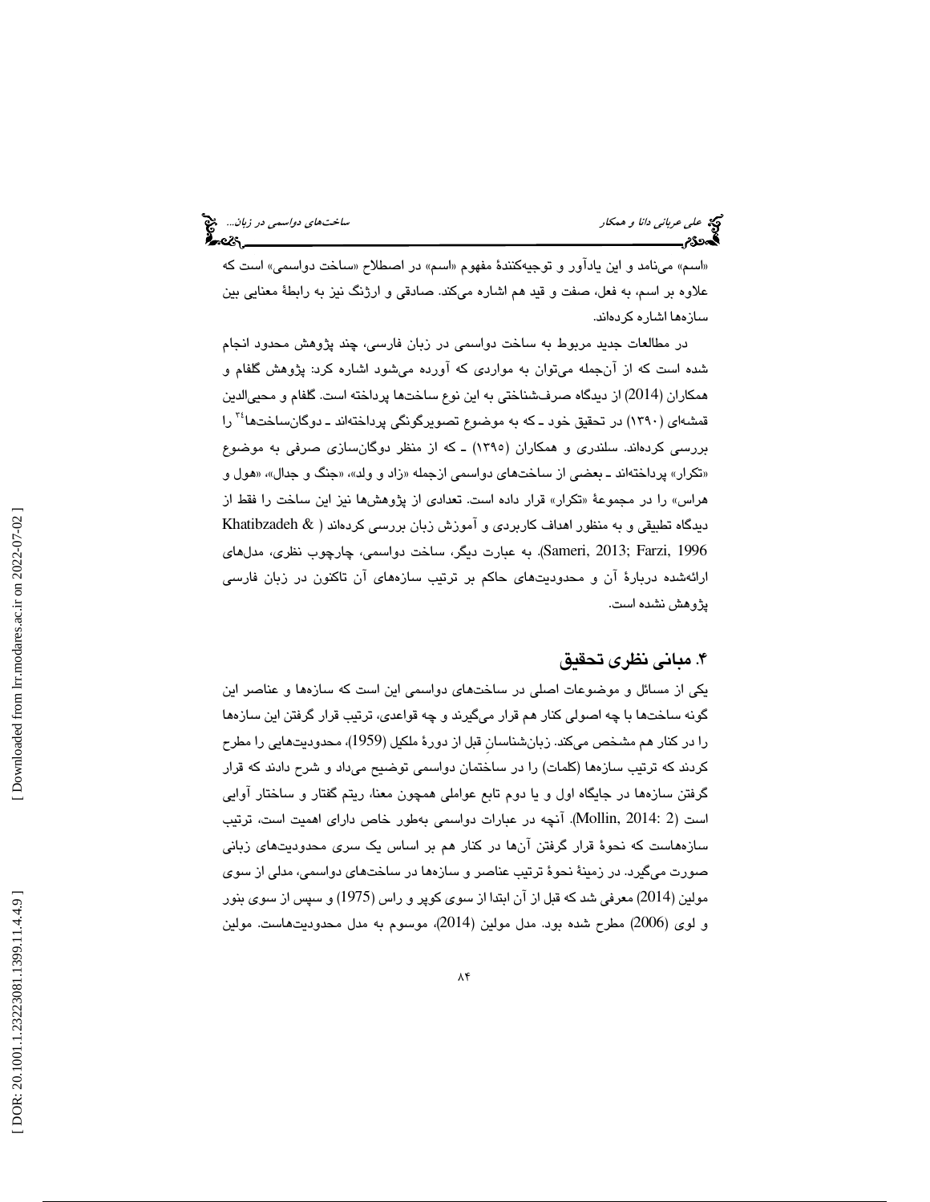«اسم» می‌نامد و این یادآور و توجیه‌کنندهٔ مفهوم «اسم» در اصطلاح «ساخت دواسمی» است که علاوه بر اسم، به فعل، صفت و قید هم اشاره می‌کند. صادقی و ارژنگ نیز به رابطهٔ معنایی بین سازه‌ها اشاره کرده‌اند.

در مطالعات جدید مربوط به ساخت دواسمی در زبان فارسی، چند پژوهش محدود انجام شده است که از آن‌جمله می‌توان به مواردی که آورده می‌شود اشاره کرد: پژوهش گلفام و همکاران (2014) از دیدگاه صرف‌شناختی به این نوع ساخت‌ها پرداخته است. گلفام و محیی‌الدین قمشه‌ای (۱۳۹۰) در تحقیق خود ـ که به موضوع تصویرگونگی پرداخته‌اند ـ دوگان‌ساخت‌ها[۲۴] را بررسی کرده‌اند. سلندری و همکاران (۱۳۹۵) ـ که از منظر دوگان‌سازی صرفی به موضوع «تکرار» پرداخته‌اند ـ بعضی از ساخت‌های دواسمی ازجمله «زاد و ولد»، «جنگ و جدال»، «هول و هراس» را در مجموعهٔ «تکرار» قرار داده است. تعدادی از پژوهش‌ها نیز این ساخت را فقط از دیدگاه تطبیقی و به منظور اهداف کاربردی و آموزش زبان بررسی کرده‌اند (Khatibzadeh & Sameri, 2013; Farzi, 1996). به عبارت دیگر، ساخت دواسمی، چارچوب نظری، مدل‌های ارائه‌شده دربارهٔ آن و محدودیت‌های حاکم بر ترتیب سازه‌های آن تاکنون در زبان فارسی پژوهش نشده است.

## ۴. مبانی نظری تحقیق

یکی از مسائل و موضوعات اصلی در ساخت‌های دواسمی این است که سازه‌ها و عناصر این گونه ساخت‌ها با چه اصولی کنار هم قرار می‌گیرند و چه قواعدی، ترتیب قرار گرفتن این سازه‌ها را در کنار هم مشخص می‌کند. زبان‌شناسانِ قبل از دورهٔ ملکیل (1959)، محدودیت‌هایی را مطرح کردند که ترتیب سازه‌ها (کلمات) را در ساختمان دواسمی توضیح می‌داد و شرح دادند که قرار گرفتن سازه‌ها در جایگاه اول و یا دوم تابع عواملی همچون معنا، ریتم گفتار و ساختار آوایی است (Mollin, 2014: 2). آنچه در عبارات دواسمی به‌طور خاص دارای اهمیت است، ترتیب سازه‌هاست که نحوهٔ قرار گرفتن آن‌ها در کنار هم بر اساس یک سری محدودیت‌های زبانی صورت می‌گیرد. در زمینهٔ نحوهٔ ترتیب عناصر و سازه‌ها در ساخت‌های دواسمی، مدلی از سوی مولین (2014) معرفی شد که قبل از آن ابتدا از سوی کوپر و راس (1975) و سپس از سوی بنور و لوی (2006) مطرح شده بود. مدل مولین (2014)، موسوم به مدل محدودیت‌هاست. مولین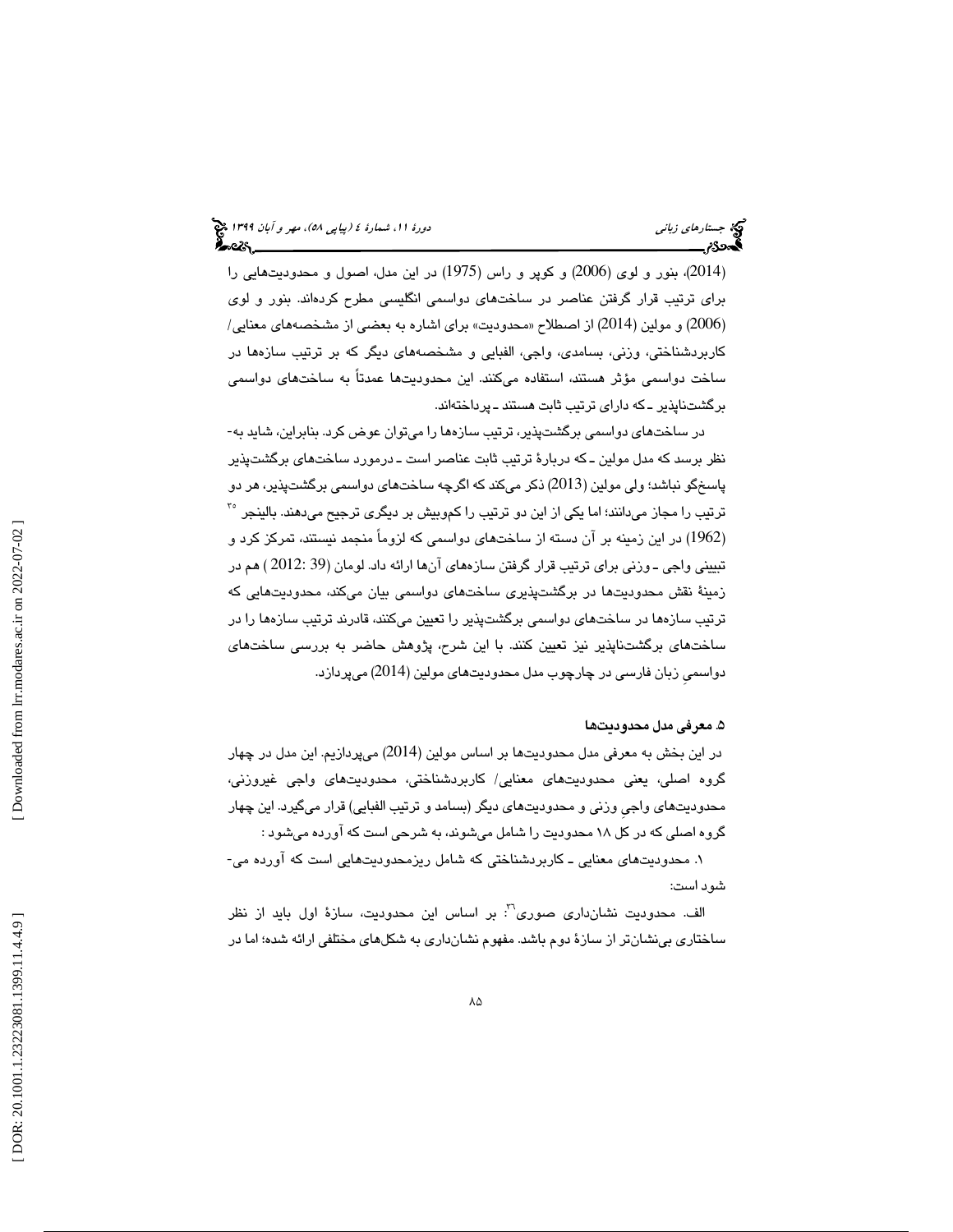(2014)، بنور و لوی (2006) و کوپر و راس (1975) در این مدل، اصول و محدودیت‌هایی را برای ترتیب قرار گرفتن عناصر در ساخت‌های دواسمی انگلیسی مطرح کرده‌اند. بنور و لوی (2006) و مولین (2014) از اصطلاح «محدودیت» برای اشاره به بعضی از مشخصه‌های معنایی/ کاربردشناختی، وزنی، بسامدی، واجی، الفبایی و مشخصه‌های دیگر که بر ترتیب سازه‌ها در ساخت دواسمی مؤثر هستند، استفاده می‌کنند. این محدودیت‌ها عمدتاً به ساخت‌های دواسمی برگشت‌ناپذیر ـ که دارای ترتیب ثابت هستند ـ پرداخته‌اند.

در ساخت‌های دواسمی برگشت‌پذیر، ترتیب سازه‌ها را می‌توان عوض کرد. بنابراین، شاید به‌نظر برسد که مدل مولین ـ که دربارهٔ ترتیب ثابت عناصر است ـ درمورد ساخت‌های برگشت‌پذیر پاسخ‌گو نباشد؛ ولی مولین (2013) ذکر می‌کند که اگرچه ساخت‌های دواسمی برگشت‌پذیر، هر دو ترتیب را مجاز می‌دانند؛ اما یکی از این دو ترتیب را کم‌وبیش بر دیگری ترجیح می‌دهند. بالینجر [35] (1962) در این زمینه بر آن دسته از ساخت‌های دواسمی که لزوماً منجمد نیستند، تمرکز کرد و تبیینی واجی ـ وزنی برای ترتیب قرار گرفتن سازه‌های آن‌ها ارائه داد. لومان (39 :2012 ) هم در زمینهٔ نقش محدودیت‌ها در برگشت‌پذیری ساخت‌های دواسمی بیان می‌کند، محدودیت‌هایی که ترتیب سازه‌ها در ساخت‌های دواسمی برگشت‌پذیر را تعیین می‌کنند، قادرند ترتیب سازه‌ها را در ساخت‌های برگشت‌ناپذیر نیز تعیین کنند. با این شرح، پژوهش حاضر به بررسی ساخت‌های دواسمیِ زبان فارسی در چارچوبِ مدل محدودیت‌های مولین (2014) می‌پردازد.

### ۵. معرفی مدل محدودیت‌ها

در این بخش به معرفی مدل محدودیت‌ها بر اساس مولین (2014) می‌پردازیم. این مدل در چهار گروه اصلی، یعنی محدودیت‌های معنایی/ کاربردشناختی، محدودیت‌های واجی غیروزنی، محدودیت‌های واجیِ وزنی و محدودیت‌های دیگر (بسامد و ترتیب الفبایی) قرار می‌گیرد. این چهار گروه اصلی که در کل ۱۸ محدودیت را شامل می‌شوند، به شرحی است که آورده می‌شود :

۱. محدودیت‌های معنایی ـ کاربردشناختی که شامل ریزمحدودیت‌هایی است که آورده می‌شود است:

الف. محدودیت نشان‌داری صوری[36]: بر اساس این محدودیت، سازهٔ اول باید از نظر ساختاری بی‌نشان‌تر از سازهٔ دوم باشد. مفهوم نشان‌داری به شکل‌های مختلفی ارائه شده؛ اما در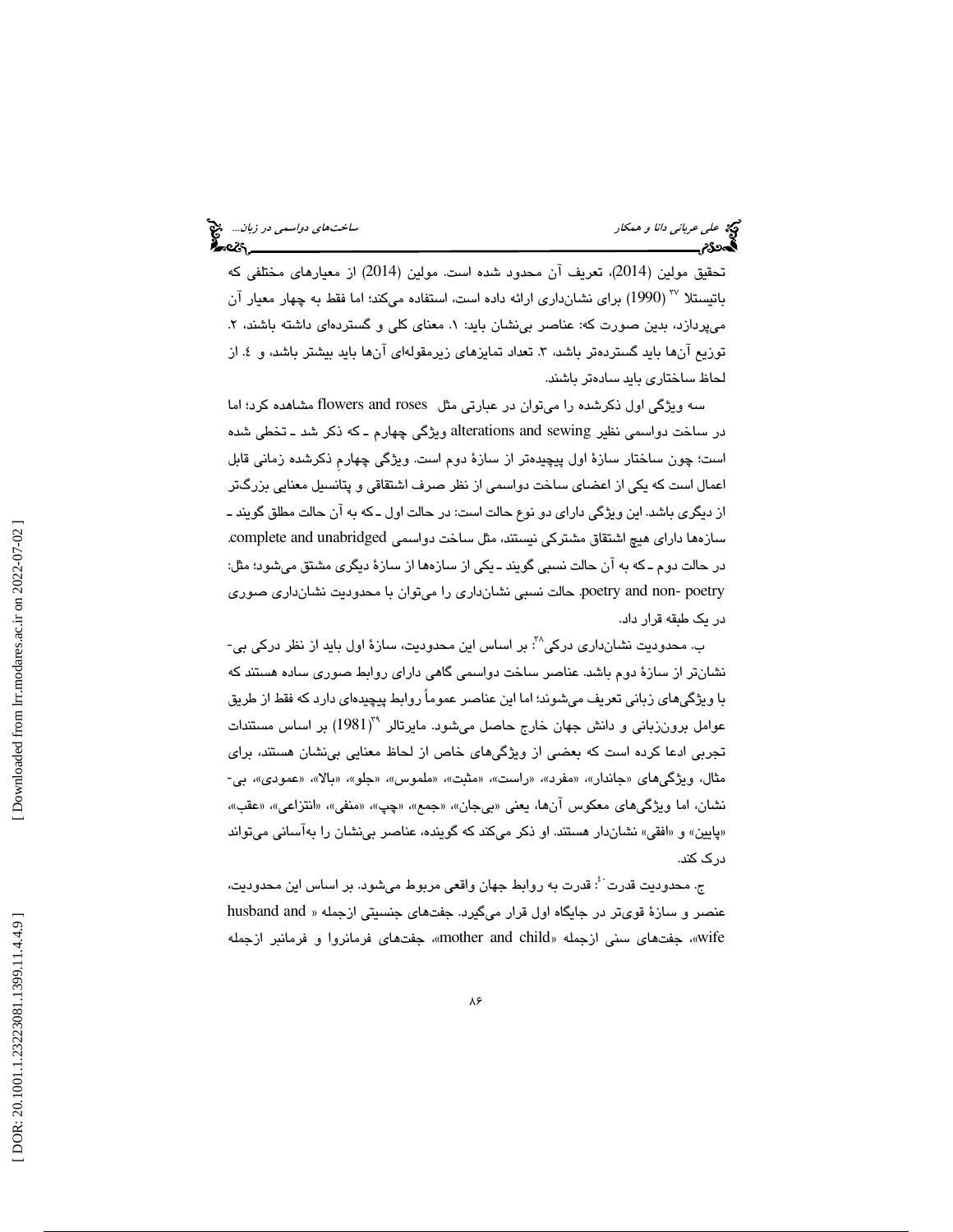تحقیق مولین (2014)، تعریف آن محدود شده است. مولین (2014) از معیارهای مختلفی که باتیستلا [۳۷] (1990) برای نشان‌داری ارائه داده است، استفاده می‌کند؛ اما فقط به چهار معیار آن می‌پردازد، بدین صورت که: عناصر بی‌نشان باید: ۱. معنای کلی و گسترده‌ای داشته باشند، ۲. توزیع آن‌ها باید گسترده‌تر باشد، ۳. تعداد تمایزهای زیرمقوله‌ای آن‌ها باید بیشتر باشد، و ٤. از لحاظ ساختاری باید ساده‌تر باشند.

سه ویژگی اول ذکرشده را می‌توان در عبارتی مثل flowers and roses مشاهده کرد؛ اما در ساخت دواسمی نظیر alterations and sewing ویژگی چهارم ـ که ذکر شد ـ تخطی شده است؛ چون ساختار سازهٔ اول پیچیده‌تر از سازهٔ دوم است. ویژگی چهارمِ ذکرشده زمانی قابل اعمال است که یکی از اعضای ساخت دواسمی از نظر صرف اشتقاقی و پتانسیل معنایی بزرگ‌تر از دیگری باشد. این ویژگی دارای دو نوع حالت است: در حالت اول ـ که به آن حالت مطلق گویند ـ سازه‌ها دارای هیچ اشتقاق مشترکی نیستند، مثل ساخت دواسمی complete and unabridged. در حالت دوم ـ که به آن حالت نسبی گویند ـ یکی از سازه‌ها از سازهٔ دیگری مشتق می‌شود؛ مثل: poetry and non- poetry. حالت نسبی نشان‌داری را می‌توان با محدودیت نشان‌داری صوری در یک طبقه قرار داد.

ب. محدودیت نشان‌داری درکی[۳۸]: بر اساس این محدودیت، سازهٔ اول باید از نظر درکی بی‌نشان‌تر از سازهٔ دوم باشد. عناصر ساخت دواسمی گاهی دارای روابط صوری ساده هستند که با ویژگی‌های زبانی تعریف می‌شوند؛ اما این عناصر عموماً روابط پیچیده‌ای دارد که فقط از طریق عوامل برون‌زبانی و دانش جهان خارج حاصل می‌شود. مایرتالر [۳۹](1981) بر اساس مستندات تجربی ادعا کرده است که بعضی از ویژگی‌های خاص از لحاظ معنایی بی‌نشان هستند، برای مثال، ویژگی‌های «جاندار»، «مفرد»، «راست»، «مثبت»، «ملموس»، «جلو»، «بالا»، «عمودی»، بی‌نشان، اما ویژگی‌های معکوس آن‌ها، یعنی «بی‌جان»، «جمع»، «چپ»، «منفی»، «انتزاعی»، «عقب»، «پایین» و «افقی» نشان‌دار هستند. او ذکر می‌کند که گوینده، عناصر بی‌نشان را به‌آسانی می‌تواند درک کند.

ج. محدودیت قدرت[٤٠]: قدرت به روابط جهان واقعی مربوط می‌شود. بر اساس این محدودیت، عنصر و سازهٔ قوی‌تر در جایگاه اول قرار می‌گیرد. جفت‌های جنسیتی ازجمله « husband and wife»، جفت‌های سنی ازجمله «mother and child»، جفت‌های فرمانروا و فرمانبر ازجمله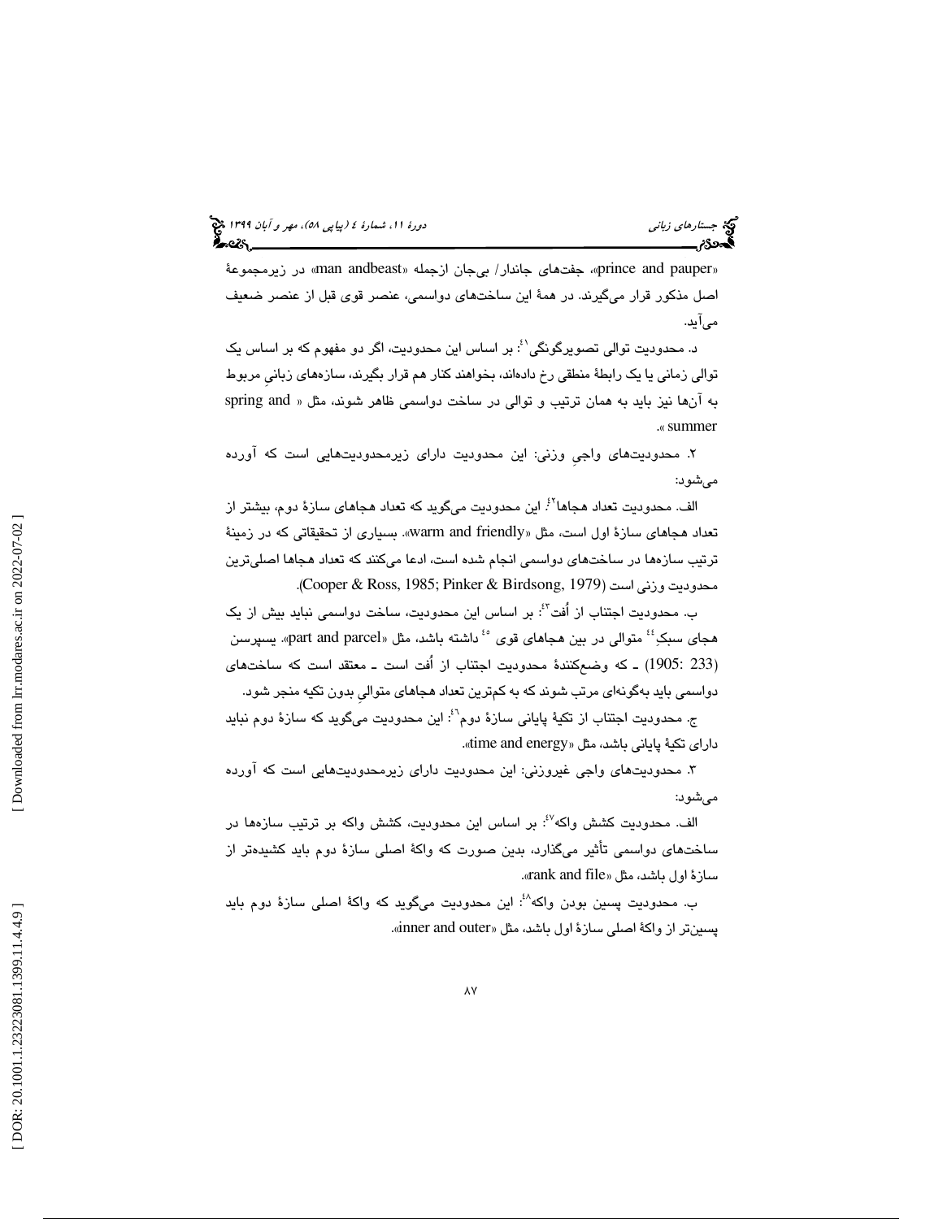«prince and pauper»، جفت‌های جاندار/ بی‌جان ازجمله «man andbeast» در زیرمجموعهٔ اصل مذکور قرار می‌گیرند. در همهٔ این ساخت‌های دواسمی، عنصر قوی قبل از عنصر ضعیف می‌آید.

د. محدودیت توالی تصویرگونگی[41]: بر اساس این محدودیت، اگر دو مفهوم که بر اساس یک توالی زمانی یا یک رابطهٔ منطقی رخ داده‌اند، بخواهند کنار هم قرار بگیرند، سازه‌های زبانیِ مربوط به آن‌ها نیز باید به همان ترتیب و توالی در ساخت دواسمی ظاهر شوند، مثل « spring and summer ».

۲. محدودیت‌های واجیِ وزنی: این محدودیت دارای زیرمحدودیت‌هایی است که آورده می‌شود:

الف. محدودیت تعداد هجاها[42]: این محدودیت می‌گوید که تعداد هجاهای سازهٔ دوم، بیشتر از تعداد هجاهای سازهٔ اول است، مثل «warm and friendly». بسیاری از تحقیقاتی که در زمینهٔ ترتیب سازه‌ها در ساخت‌های دواسمی انجام شده است، ادعا می‌کنند که تعداد هجاها اصلی‌ترین محدودیت وزنی است (Cooper & Ross, 1985; Pinker & Birdsong, 1979).

ب. محدودیت اجتناب از اُفت[43]: بر اساس این محدودیت، ساخت دواسمی نباید بیش از یک هجای سبکِ[44] متوالی در بین هجاهای قوی [45] داشته باشد، مثل «part and parcel». یسپرسن (1905: 233) ـ که وضع‌کنندهٔ محدودیت اجتناب از اُفت است ـ معتقد است که ساخت‌های دواسمی باید به‌گونه‌ای مرتب شوند که به کم‌ترین تعداد هجاهای متوالیِ بدون تکیه منجر شود.

ج. محدودیت اجتناب از تکیهٔ پایانی سازهٔ دوم[46]: این محدودیت می‌گوید که سازهٔ دوم نباید دارای تکیهٔ پایانی باشد، مثل «time and energy».

۳. محدودیت‌های واجی غیروزنی: این محدودیت دارای زیرمحدودیت‌هایی است که آورده می‌شود:

الف. محدودیت کشش واکه[47]: بر اساس این محدودیت، کشش واکه بر ترتیب سازه‌ها در ساخت‌های دواسمی تأثیر می‌گذارد، بدین صورت که واکهٔ اصلی سازهٔ دوم باید کشیده‌تر از سازهٔ اول باشد، مثل «rank and file».

ب. محدودیت پسین بودن واکه[48]: این محدودیت می‌گوید که واکهٔ اصلی سازهٔ دوم باید پسین‌تر از واکهٔ اصلی سازهٔ اول باشد، مثل «inner and outer».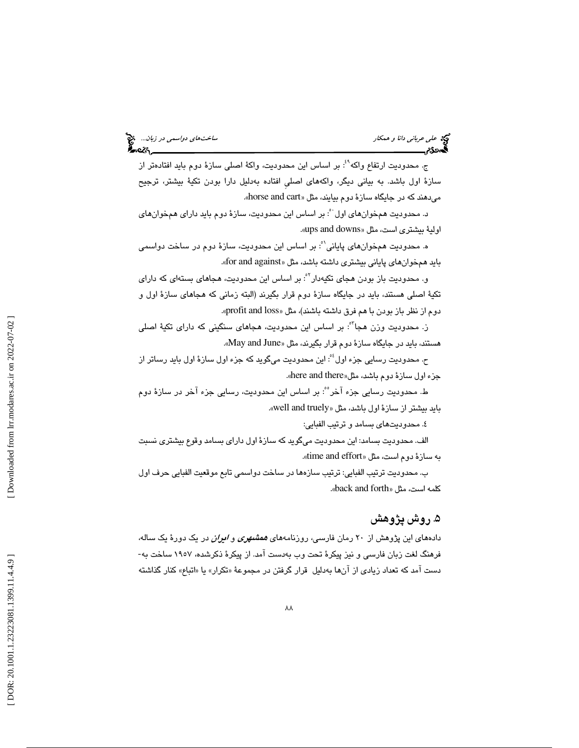ج. محدودیت ارتفاع واکه[49]: بر اساس این محدودیت، واکهٔ اصلی سازهٔ دوم باید افتاده‌تر از سازهٔ اول باشد. به بیانی دیگر، واکه‌های اصلیِ افتاده به‌دلیل دارا بودن تکیهٔ بیشتر، ترجیح می‌دهند که در جایگاه سازهٔ دوم بیایند، مثل «horse and cart».

د. محدودیت همخوان‌های اول[50]: بر اساس این محدودیت، سازهٔ دوم باید دارای همخوان‌های اولیهٔ بیشتری است، مثل «ups and downs».

ه. محدودیت همخوان‌های پایانی[51]: بر اساس این محدودیت، سازهٔ دوم در ساخت دواسمی باید همخوان‌های پایانی بیشتری داشته باشد، مثل «for and against».

و. محدودیت باز بودن هجای تکیه‌دار[52]: بر اساس این محدودیت، هجاهای بسته‌ای که دارای تکیهٔ اصلی هستند، باید در جایگاه سازهٔ دوم قرار بگیرند (البته زمانی که هجاهای سازهٔ اول و دوم از نظر باز بودن با هم فرق داشته باشند)، مثل «profit and loss».

ز. محدودیت وزن هجا[53]: بر اساس این محدودیت، هجاهای سنگینی که دارای تکیهٔ اصلی هستند، باید در جایگاه سازهٔ دوم قرار بگیرند، مثل «May and June».

ح. محدودیت رسایی جزء اول[54]: این محدودیت می‌گوید که جزء اول سازهٔ اول باید رساتر از جزء اول سازهٔ دوم باشد، مثل«here and there».

ط. محدودیت رسایی جزء آخر[55]: بر اساس این محدودیت، رسایی جزء آخر در سازهٔ دوم باید بیشتر از سازهٔ اول باشد، مثل «well and truely».

٤. محدودیت‌های بسامد و ترتیب الفبایی:

الف. محدودیت بسامد: این محدودیت می‌گوید که سازهٔ اول دارای بسامد وقوع بیشتری نسبت به سازهٔ دوم است، مثل «time and effort».

ب. محدودیت ترتیب الفبایی: ترتیب سازه‌ها در ساخت دواسمی تابع موقعیت الفبایی حرف اول کلمه است، مثل «back and forth».

## ۵. روش پژوهش

داده‌های این پژوهش از ۲۰ رمان فارسی، روزنامه‌های ***همشهری*** و ***ایران*** در یک دورهٔ یک ساله، فرهنگ لغت زبان فارسی و نیز پیکرهٔ تحت وب به‌دست آمد. از پیکرهٔ ذکرشده، ۱۹۵۷ ساخت به‌دست آمد که تعداد زیادی از آن‌ها به‌دلیل قرار گرفتن در مجموعهٔ «تکرار» یا «اتباع» کنار گذاشته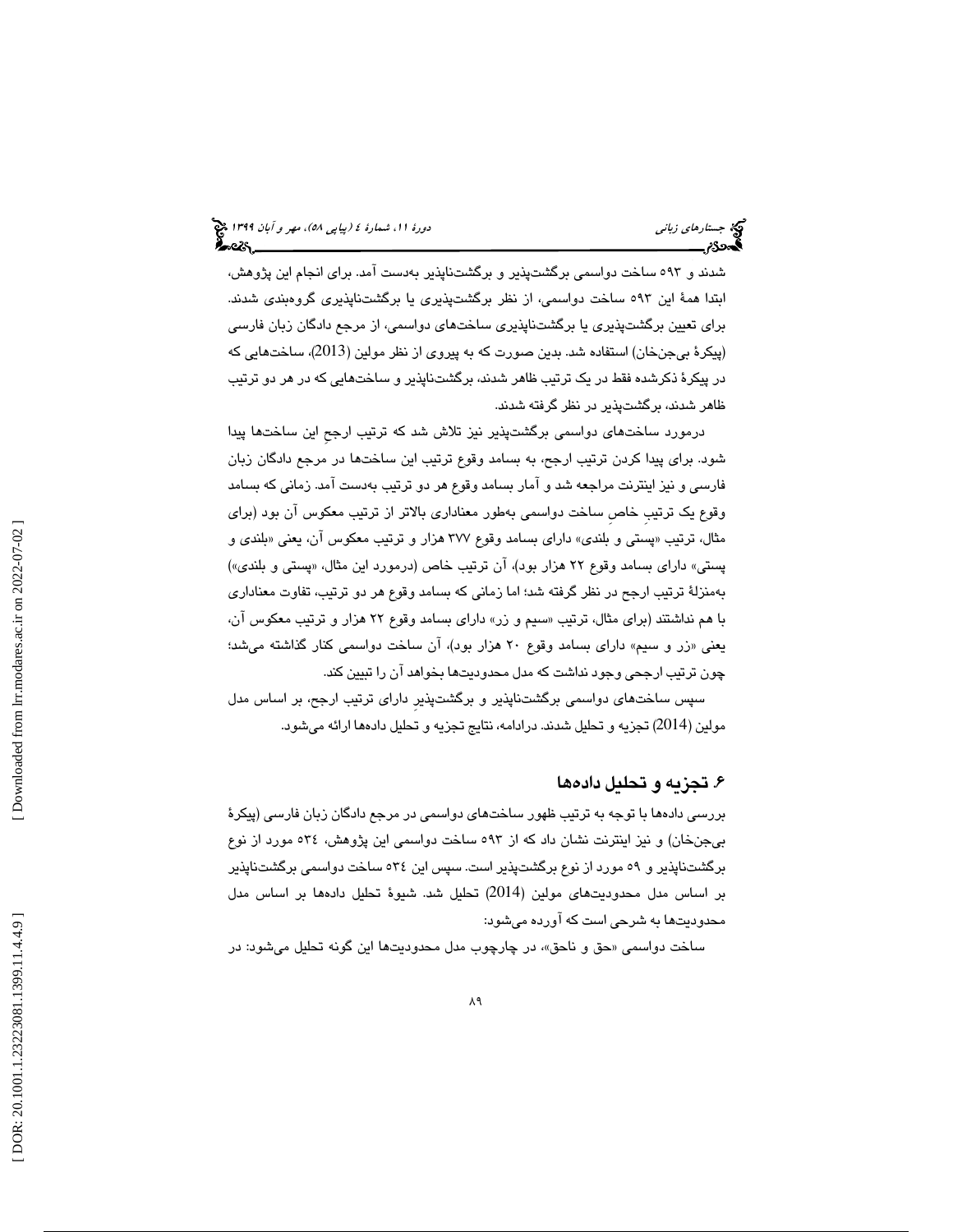شدند و ۵۹۳ ساخت دواسمی برگشت‌پذیر و برگشت‌ناپذیر به‌دست آمد. برای انجام این پژوهش، ابتدا همهٔ این ۵۹۳ ساخت دواسمی، از نظر برگشت‌پذیری یا برگشت‌ناپذیری گروه‌بندی شدند. برای تعیین برگشت‌پذیری یا برگشت‌ناپذیری ساخت‌های دواسمی، از مرجع دادگان زبان فارسی (پیکرهٔ بی‌جن‌خان) استفاده شد. بدین صورت که به پیروی از نظر مولین (2013)، ساخت‌هایی که در پیکرهٔ ذکرشده فقط در یک ترتیب ظاهر شدند، برگشت‌ناپذیر و ساخت‌هایی که در هر دو ترتیب ظاهر شدند، برگشت‌پذیر در نظر گرفته شدند.

درمورد ساخت‌های دواسمی برگشت‌پذیر نیز تلاش شد که ترتیب ارجحِ این ساخت‌ها پیدا شود. برای پیدا کردن ترتیب ارجح، به بسامد وقوع ترتیب این ساخت‌ها در مرجع دادگان زبان فارسی و نیز اینترنت مراجعه شد و آمار بسامد وقوع هر دو ترتیب به‌دست آمد. زمانی که بسامد وقوع یک ترتیبِ خاصِ ساخت دواسمی به‌طور معناداری بالاتر از ترتیب معکوس آن بود (برای مثال، ترتیب «پستی و بلندی» دارای بسامد وقوع ۳۷۷ هزار و ترتیب معکوس آن، یعنی «بلندی و پستی» دارای بسامد وقوع ۲۲ هزار بود)، آن ترتیب خاص (درمورد این مثال، «پستی و بلندی») به‌منزلهٔ ترتیب ارجح در نظر گرفته شد؛ اما زمانی که بسامد وقوع هر دو ترتیب، تفاوت معناداری با هم نداشتند (برای مثال، ترتیب «سیم و زر» دارای بسامد وقوع ۲۲ هزار و ترتیب معکوس آن، یعنی «زر و سیم» دارای بسامد وقوع ۲۰ هزار بود)، آن ساخت دواسمی کنار گذاشته می‌شد؛ چون ترتیب ارجحی وجود نداشت که مدل محدودیت‌ها بخواهد آن را تبیین کند.

سپس ساخت‌های دواسمی برگشت‌ناپذیر و برگشت‌پذیرِ دارای ترتیب ارجح، بر اساس مدل مولین (2014) تجزیه و تحلیل شدند. درادامه، نتایج تجزیه و تحلیل داده‌ها ارائه می‌شود.

## ۶. تجزیه و تحلیل داده‌ها

بررسی داده‌ها با توجه به ترتیب ظهور ساخت‌های دواسمی در مرجع دادگان زبان فارسی (پیکرهٔ بی‌جن‌خان) و نیز اینترنت نشان داد که از ۵۹۳ ساخت دواسمی این پژوهش، ۵۳۴ مورد از نوع برگشت‌ناپذیر و ۵۹ مورد از نوع برگشت‌پذیر است. سپس این ۵۳۴ ساخت دواسمی برگشت‌ناپذیر بر اساس مدل محدودیت‌های مولین (2014) تحلیل شد. شیوهٔ تحلیل داده‌ها بر اساس مدل محدودیت‌ها به شرحی است که آورده می‌شود:

ساخت دواسمی «حق و ناحق»، در چارچوب مدل محدودیت‌ها این گونه تحلیل می‌شود: در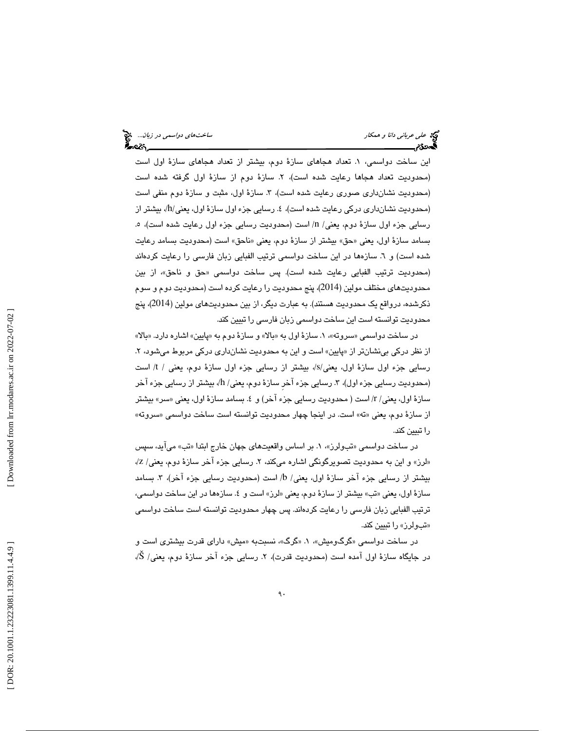این ساخت دواسمی، ۱. تعداد هجاهای سازهٔ دوم، بیشتر از تعداد هجاهای سازهٔ اول است (محدودیت تعداد هجاها رعایت شده است)، ۲. سازهٔ دوم از سازهٔ اول گرفته شده است (محدودیت نشان‌داری صوری رعایت شده است)، ۳. سازهٔ اول، مثبت و سازهٔ دوم منفی است (محدودیت نشان‌داری درکی رعایت شده است)، ٤. رسایی جزء اول سازهٔ اول، یعنی/h/، بیشتر از رسایی جزء اول سازهٔ دوم، یعنی/ n/ است (محدودیت رسایی جزء اول رعایت شده است)، ٥. بسامد سازهٔ اول، یعنی «حق» بیشتر از سازهٔ دوم، یعنی «ناحق» است (محدودیت بسامد رعایت شده است) و ٦. سازه‌ها در این ساخت دواسمی ترتیب الفبایی زبان فارسی را رعایت کرده‌اند (محدودیت ترتیب الفبایی رعایت شده است). پس ساخت دواسمی «حق و ناحق»، از بین محدودیت‌های مختلف مولین (2014)، پنج محدودیت را رعایت کرده است (محدودیت دوم و سوم ذکرشده، درواقع یک محدودیت هستند). به عبارت دیگر، از بین محدودیت‌های مولین (2014)، پنج محدودیت توانسته است این ساخت دواسمی زبان فارسی را تبیین کند.

در ساخت دواسمی «سروته»، ۱. سازهٔ اول به «بالا» و سازهٔ دوم به «پایین» اشاره دارد. «بالا» از نظر درکی بی‌نشان‌تر از «پایین» است و این به محدودیت نشان‌داری درکی مربوط می‌شود، ۲. رسایی جزء اول سازهٔ اول، یعنی/s/، بیشتر از رسایی جزء اول سازهٔ دوم، یعنی / t/ است (محدودیت رسایی جزء اول)، ۳. رسایی جزء آخرِ سازهٔ دوم، یعنی/ h/، بیشتر از رسایی جزء آخر سازهٔ اول، یعنی/ r/ است ( محدودیت رسایی جزءِ آخر) و ٤. بسامد سازهٔ اول، یعنی «سر» بیشتر از سازهٔ دوم، یعنی «ته» است. در اینجا چهار محدودیت توانسته است ساخت دواسمی «سروته» را تبیین کند.

در ساخت دواسمی «تب‌ولرز»، ۱. بر اساس واقعیت‌های جهان خارج ابتدا «تب» می‌آید، سپس «لرز» و این به محدودیت تصویرگونگی اشاره می‌کند، ۲. رسایی جزء آخر سازهٔ دوم، یعنی/ z/، بیشتر از رسایی جزء آخر سازهٔ اول، یعنی/ b/ است (محدودیت رسایی جزء آخر)، ۳. بسامد سازهٔ اول، یعنی «تب» بیشتر از سازهٔ دوم، یعنی «لرز» است و ٤. سازه‌ها در این ساخت دواسمی، ترتیب الفبایی زبان فارسی را رعایت کرده‌اند. پس چهار محدودیت توانسته است ساخت دواسمی «تب‌ولرز» را تبیین کند.

در ساخت دواسمی «گرگ‌ومیش»، ۱. «گرگ»، نسبت‌به «میش» دارای قدرت بیشتری است و در جایگاه سازهٔ اول آمده است (محدودیت قدرت)، ۲. رسایی جزء آخر سازهٔ دوم، یعنی/ Š/،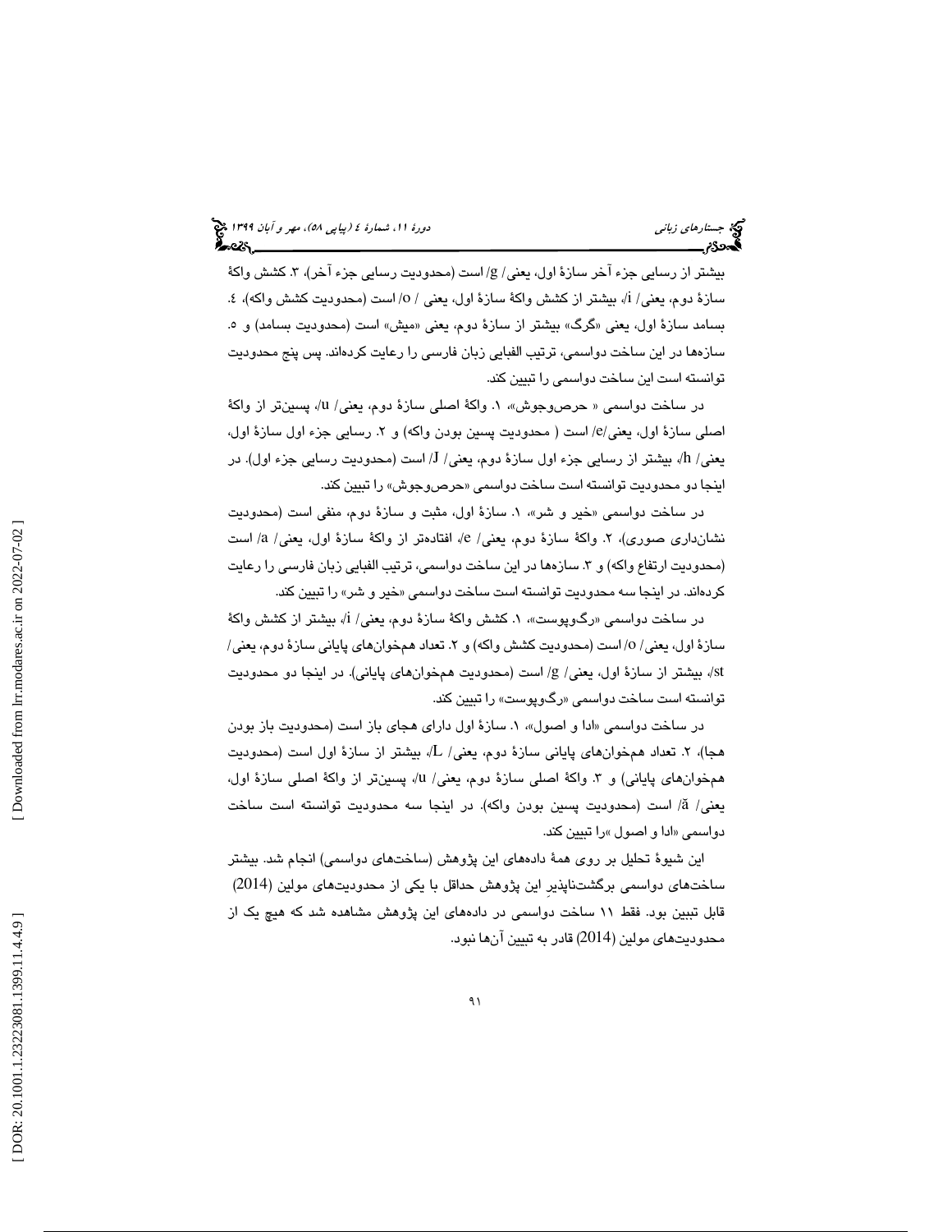بیشتر از رسایی جزء آخر سازهٔ اول، یعنی/ g/ است (محدودیت رسایی جزء آخر)، ۳. کشش واکهٔ سازهٔ دوم، یعنی/ i/، بیشتر از کشش واکهٔ سازهٔ اول، یعنی / o/ است (محدودیت کشش واکه)، ٤. بسامد سازهٔ اول، یعنی «گرگ» بیشتر از سازهٔ دوم، یعنی «میش» است (محدودیت بسامد) و ٥. سازه‌ها در این ساخت دواسمی، ترتیب الفبایی زبان فارسی را رعایت کرده‌اند. پس پنج محدودیت توانسته است این ساخت دواسمی را تبیین کند.

در ساخت دواسمی « حرص‌وجوش»، ۱. واکهٔ اصلی سازهٔ دوم، یعنی/ u/، پسین‌تر از واکهٔ اصلی سازهٔ اول، یعنی/e/ است ( محدودیت پسین بودن واکه) و ۲. رسایی جزء اول سازهٔ اول، یعنی/ h/، بیشتر از رسایی جزء اول سازهٔ دوم، یعنی/ J/ است (محدودیت رسایی جزء اول). در اینجا دو محدودیت توانسته است ساخت دواسمی «حرص‌وجوش» را تبیین کند.

در ساخت دواسمی «خیر و شر»، ۱. سازهٔ اول، مثبت و سازهٔ دوم، منفی است (محدودیت نشان‌داری صوری)، ۲. واکهٔ سازهٔ دوم، یعنی/ e/، افتاده‌تر از واکهٔ سازهٔ اول، یعنی/ a/ است (محدودیت ارتفاع واکه) و ۳. سازه‌ها در این ساخت دواسمی، ترتیب الفبایی زبان فارسی را رعایت کرده‌اند. در اینجا سه محدودیت توانسته است ساخت دواسمی «خیر و شر» را تبیین کند.

در ساخت دواسمی «رگ‌وپوست»، ۱. کشش واکهٔ سازهٔ دوم، یعنی/ i/، بیشتر از کشش واکهٔ سازهٔ اول، یعنی/ o/ است (محدودیت کشش واکه) و ۲. تعداد هم‌خوان‌های پایانی سازهٔ دوم، یعنی/ st/، بیشتر از سازهٔ اول، یعنی/ g/ است (محدودیت هم‌خوان‌های پایانی). در اینجا دو محدودیت توانسته است ساخت دواسمی «رگ‌وپوست» را تبیین کند.

در ساخت دواسمی «ادا و اصول»، ۱. سازهٔ اول دارای هجای باز است (محدودیت باز بودن هجا)، ۲. تعداد هم‌خوان‌های پایانی سازهٔ دوم، یعنی/ L/، بیشتر از سازهٔ اول است (محدودیت هم‌خوان‌های پایانی) و ۳. واکهٔ اصلی سازهٔ دوم، یعنی/ u/، پسین‌تر از واکهٔ اصلی سازهٔ اول، یعنی/ ā/ است (محدودیت پسین بودن واکه). در اینجا سه محدودیت توانسته است ساخت دواسمی «ادا و اصول »را تبیین کند.

این شیوهٔ تحلیل بر روی همهٔ داده‌های این پژوهش (ساخت‌های دواسمی) انجام شد. بیشتر ساخت‌های دواسمی برگشت‌ناپذیرِ این پژوهش حداقل با یکی از محدودیت‌های مولین (2014) قابل تبیین بود. فقط ۱۱ ساخت دواسمی در داده‌های این پژوهش مشاهده شد که هیچ یک از محدودیت‌های مولین (2014) قادر به تبیین آن‌ها نبود.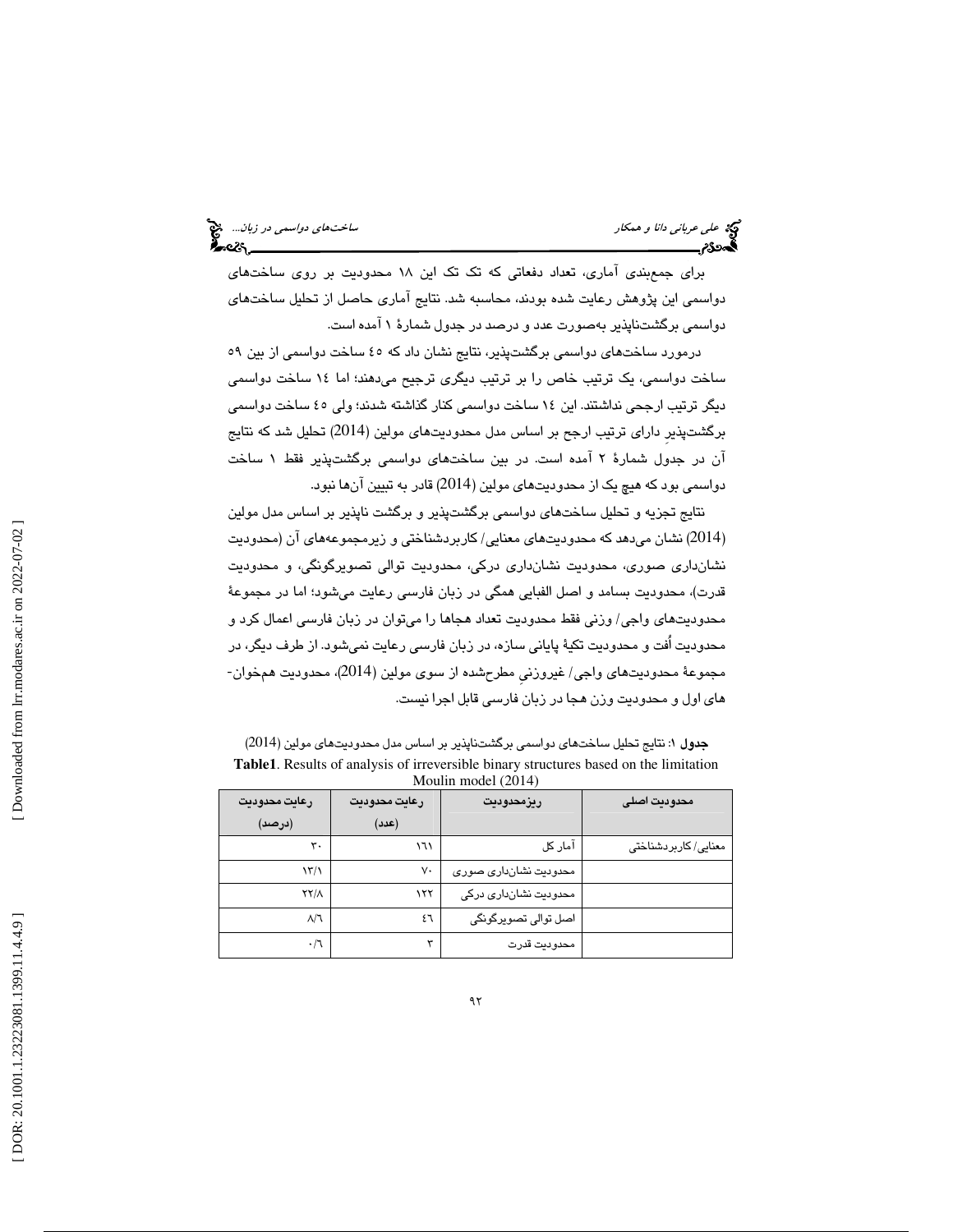برای جمع‌بندی آماری، تعداد دفعاتی که تک تک این ۱۸ محدودیت بر روی ساخت‌های دواسمی این پژوهش رعایت شده بودند، محاسبه شد. نتایج آماری حاصل از تحلیل ساخت‌های دواسمی برگشت‌ناپذیر به‌صورت عدد و درصد در جدول شمارهٔ ۱ آمده است.

درمورد ساخت‌های دواسمی برگشت‌پذیر، نتایج نشان داد که ٤٥ ساخت دواسمی از بین ٥٩ ساخت دواسمی، یک ترتیب خاص را بر ترتیب دیگری ترجیح می‌دهند؛ اما ١٤ ساخت دواسمی دیگر ترتیب ارجحی نداشتند. این ١٤ ساخت دواسمی کنار گذاشته شدند؛ ولی ٤٥ ساخت دواسمی برگشت‌پذیرِ دارای ترتیب ارجح بر اساس مدل محدودیت‌های مولین (2014) تحلیل شد که نتایج آن در جدول شمارهٔ ۲ آمده است. در بین ساخت‌های دواسمی برگشت‌پذیر فقط ۱ ساخت دواسمی بود که هیچ یک از محدودیت‌های مولین (2014) قادر به تبیین آن‌ها نبود.

نتایج تجزیه و تحلیل ساخت‌های دواسمی برگشت‌پذیر و برگشت ناپذیر بر اساس مدل مولین (2014) نشان می‌دهد که محدودیت‌های معنایی/ کاربردشناختی و زیرمجموعه‌های آن (محدودیت نشان‌داری صوری، محدودیت نشان‌داری درکی، محدودیت توالی تصویرگونگی، و محدودیت قدرت)، محدودیت بسامد و اصل الفبایی همگی در زبان فارسی رعایت می‌شود؛ اما در مجموعهٔ محدودیت‌های واجی/ وزنی فقط محدودیت تعداد هجاها را می‌توان در زبان فارسی اعمال کرد و محدودیت اُفت و محدودیت تکیهٔ پایانی سازه، در زبان فارسی رعایت نمی‌شود. از طرف دیگر، در مجموعهٔ محدودیت‌های واجی/ غیروزنیِ مطرح‌شده از سوی مولین (2014)، محدودیت هم‌خوان‌های اول و محدودیت وزن هجا در زبان فارسی قابل اجرا نیست.

**جدول ۱**: نتایج تحلیل ساخت‌های دواسمی برگشت‌ناپذیر بر اساس مدل محدودیت‌های مولین (2014)

**Table1**. Results of analysis of irreversible binary structures based on the limitation Moulin model (2014)

| محدودیت اصلی | ریزمحدودیت | رعایت محدودیت (عدد) | رعایت محدودیت (درصد) |
|---|---|---|---|
| معنایی/ کاربردشناختی | آمار کل | ١٦١ | ۳۰ |
| | محدودیت نشان‌داری صوری | ۷۰ | ١٣/١ |
| | محدودیت نشان‌داری درکی | ١٢٢ | ٢٢/٨ |
| | اصل توالی تصویرگونگی | ٤٦ | ٨/٦ |
| | محدودیت قدرت | ۳ | ۰/٦ |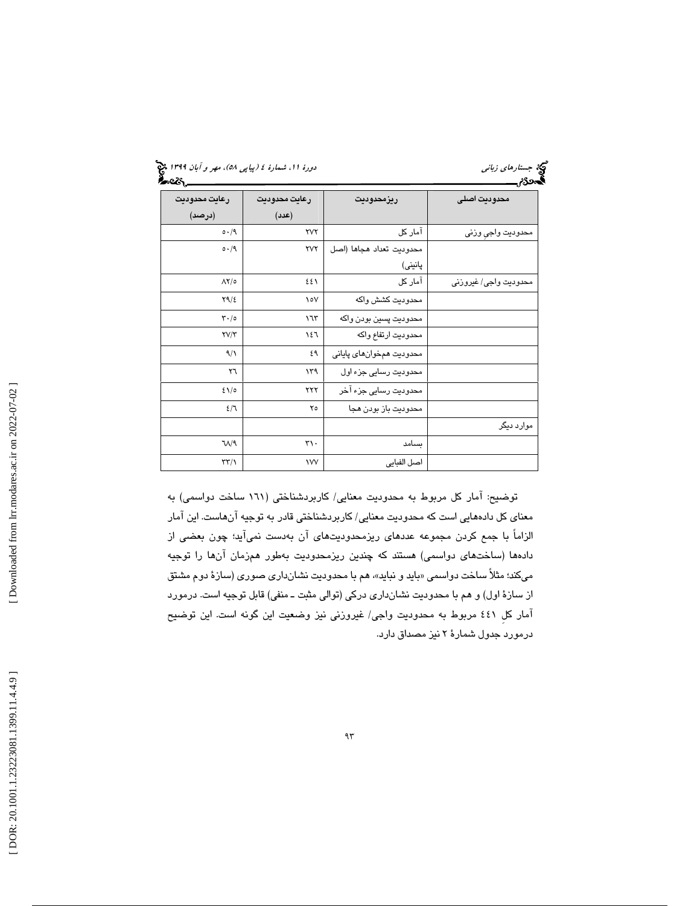| محدودیت اصلی | ریزمحدودیت | رعایت محدودیت (عدد) | رعایت محدودیت (درصد) |
| --- | --- | --- | --- |
| محدودیت واجیِ وزنی | آمار کل | ۲۷۲ | ۵۰/۹ |
| | محدودیت تعداد هجاها (اصل پانینی) | ۲۷۲ | ۵۰/۹ |
| محدودیت واجی/ غیروزنی | آمار کل | ٤٤١ | ۸۲/۵ |
| | محدودیت کشش واکه | ۱۵۷ | ۲۹/٤ |
| | محدودیت پسین بودن واکه | ۱٦۳ | ۳۰/۵ |
| | محدودیت ارتفاع واکه | ۱٤٦ | ۲۷/۳ |
| | محدودیت همخوان‌های پایانی | ٤۹ | ۹/۱ |
| | محدودیت رسایی جزء اول | ۱۳۹ | ۲٦ |
| | محدودیت رسایی جزء آخر | ۲۲۲ | ٤۱/۵ |
| | محدودیت باز بودن هجا | ۲۵ | ٤/٦ |
| موارد دیگر | | | |
| | بسامد | ۳۱۰ | ٦۸/۹ |
| | اصل الفبایی | ۱۷۷ | ۳۳/۱ |

توضیح: آمار کل مربوط به محدودیت معنایی/ کاربردشناختی (۱٦۱ ساخت دواسمی) به معنای کل داده‌هایی است که محدودیت معنایی/ کاربردشناختی قادر به توجیه آن‌هاست. این آمار الزاماً با جمع کردن مجموعه عددهای ریزمحدودیت‌های آن به‌دست نمی‌آید؛ چون بعضی از داده‌ها (ساخت‌های دواسمی) هستند که چندین ریزمحدودیت به‌طور هم‌زمان آن‌ها را توجیه می‌کند؛ مثلاً ساخت دواسمی «باید و نباید»، هم با محدودیت نشان‌داری صوری (سازهٔ دوم مشتق از سازهٔ اول) و هم با محدودیت نشان‌داری درکی (توالی مثبت ـ منفی) قابل توجیه است. درمورد آمار کلِ ٤٤۱ مربوط به محدودیت واجی/ غیروزنی نیز وضعیت این گونه است. این توضیح درمورد جدول شمارهٔ ۲ نیز مصداق دارد.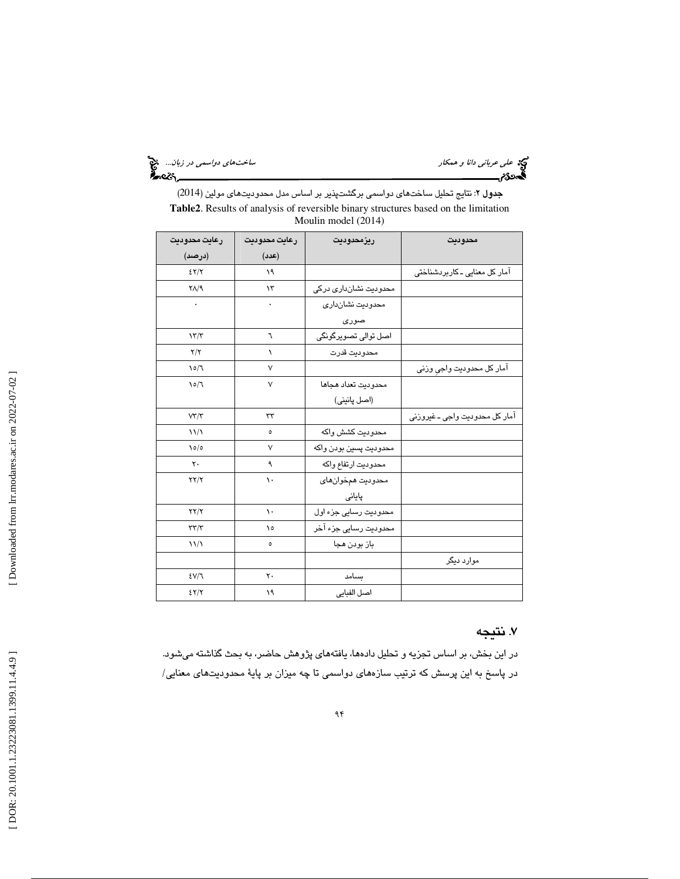**جدول ۲**: نتایج تحلیل ساخت‌های دواسمی برگشت‌پذیر بر اساس مدل محدودیت‌های مولین (2014)

**Table2**. Results of analysis of reversible binary structures based on the limitation Moulin model (2014)

| محدودیت | ریزمحدودیت | رعایت محدودیت (عدد) | رعایت محدودیت (درصد) |
|---|---|---|---|
| آمار کل معنایی ـ کاربردشناختی | | ۱۹ | ٤۲/۲ |
| | محدودیت نشان‌داری درکی | ۱۳ | ۲۸/۹ |
| | محدودیت نشان‌داری صوری | ۰ | ۰ |
| | اصل توالی تصویرگونگی | ٦ | ۱۳/۳ |
| | محدودیت قدرت | ۱ | ۲/۲ |
| آمار کل محدودیت واجی وزنی | | ۷ | ۱٥/٦ |
| | محدودیت تعداد هجاها (اصل پانینی) | ۷ | ۱٥/٦ |
| آمار کل محدودیت واجی ـ غیروزنی | | ۳۳ | ۷۳/۳ |
| | محدودیت کشش واکه | ٥ | ۱۱/۱ |
| | محدودیت پسین بودن واکه | ۷ | ۱٥/٥ |
| | محدودیت ارتفاع واکه | ۹ | ۲۰ |
| | محدودیت همخوان‌های پایانی | ۱۰ | ۲۲/۲ |
| | محدودیت رسایی جزء اول | ۱۰ | ۲۲/۲ |
| | محدودیت رسایی جزء آخر | ۱٥ | ۳۳/۳ |
| | باز بودن هجا | ٥ | ۱۱/۱ |
| موارد دیگر | | | |
| | بسامد | ۲۰ | ٤۷/٦ |
| | اصل الفبایی | ۱۹ | ٤۲/۲ |

## ۷. نتیجه

در این بخش، بر اساس تجزیه و تحلیل داده‌ها، یافته‌های پژوهش حاضر، به بحث گذاشته می‌شود. در پاسخ به این پرسش که ترتیب سازه‌های دواسمی تا چه میزان بر پایهٔ محدودیت‌های معنایی/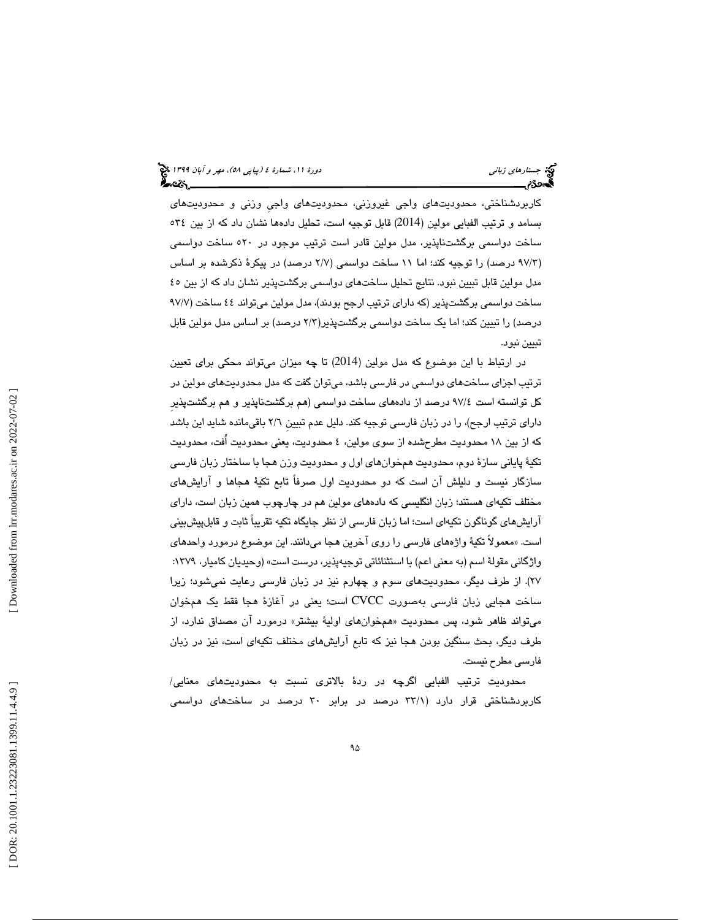کاربردشناختی، محدودیت‌های واجی غیروزنی، محدودیت‌های واجیِ وزنی و محدودیت‌های بسامد و ترتیب الفبایی مولین (2014) قابل توجیه است، تحلیل داده‌ها نشان داد که از بین ۵۳۴ ساخت دواسمی برگشت‌ناپذیر، مدل مولین قادر است ترتیب موجود در ۵۲۰ ساخت دواسمی (۹۷/۳ درصد) را توجیه کند؛ اما ۱۱ ساخت دواسمی (۲/۷ درصد) در پیکرهٔ ذکرشده بر اساس مدل مولین قابل تبیین نبود. نتایج تحلیل ساخت‌های دواسمی برگشت‌پذیر نشان داد که از بین ۴۵ ساخت دواسمی برگشت‌پذیر (که دارای ترتیب ارجح بودند)، مدل مولین می‌تواند ۴۴ ساخت (۹۷/۷ درصد) را تبیین کند؛ اما یک ساخت دواسمی برگشت‌پذیر(۲/۳ درصد) بر اساس مدل مولین قابل تبیین نبود.

در ارتباط با این موضوع که مدل مولین (2014) تا چه میزان می‌تواند محکی برای تعیین ترتیب اجزای ساخت‌های دواسمی در فارسی باشد، می‌توان گفت که مدل محدودیت‌های مولین در کل توانسته است ۹۷/۴ درصد از داده‌های ساخت دواسمی (هم برگشت‌ناپذیر و هم برگشت‌پذیرِ دارای ترتیب ارجح)، را در زبان فارسی توجیه کند. دلیل عدم تبیینِ ۲/۶ باقی‌مانده شاید این باشد که از بین ۱۸ محدودیت مطرح‌شده از سوی مولین، ٤ محدودیت، یعنی محدودیت اُفت، محدودیت تکیهٔ پایانی سازهٔ دوم، محدودیت هم‌خوان‌های اول و محدودیت وزن هجا با ساختار زبان فارسی سازگار نیست و دلیلش آن است که دو محدودیت اول صرفاً تابع تکیهٔ هجاها و آرایش‌های مختلف تکیه‌ای هستند؛ زبان انگلیسی که داده‌های مولین هم در چارچوب همین زبان است، دارای آرایش‌های گوناگون تکیه‌ای است؛ اما زبان فارسی از نظر جایگاه تکیه تقریباً ثابت و قابل‌پیش‌بینی است. «معمولاً تکیهٔ واژه‌های فارسی را روی آخرین هجا می‌دانند. این موضوع درمورد واحدهای واژگانی مقولهٔ اسم (به معنی اعم) با استثنائاتی توجیه‌پذیر، درست است» (وحیدیان کامیار، ۱۳۷۹: ۲۷). از طرف دیگر، محدودیت‌های سوم و چهارم نیز در زبان فارسی رعایت نمی‌شود؛ زیرا ساخت هجایی زبان فارسی به‌صورت CVCC است؛ یعنی در آغازهٔ هجا فقط یک هم‌خوان می‌تواند ظاهر شود، پس محدودیت «هم‌خوان‌های اولیهٔ بیشتر» درمورد آن مصداق ندارد، از طرف دیگر، بحث سنگین بودن هجا نیز که تابع آرایش‌های مختلف تکیه‌ای است، نیز در زبان فارسی مطرح نیست.

محدودیت ترتیب الفبایی اگرچه در ردهٔ بالاتری نسبت به محدودیت‌های معنایی/ کاربردشناختی قرار دارد (۳۳/۱ درصد در برابر ۳۰ درصد در ساخت‌های دواسمی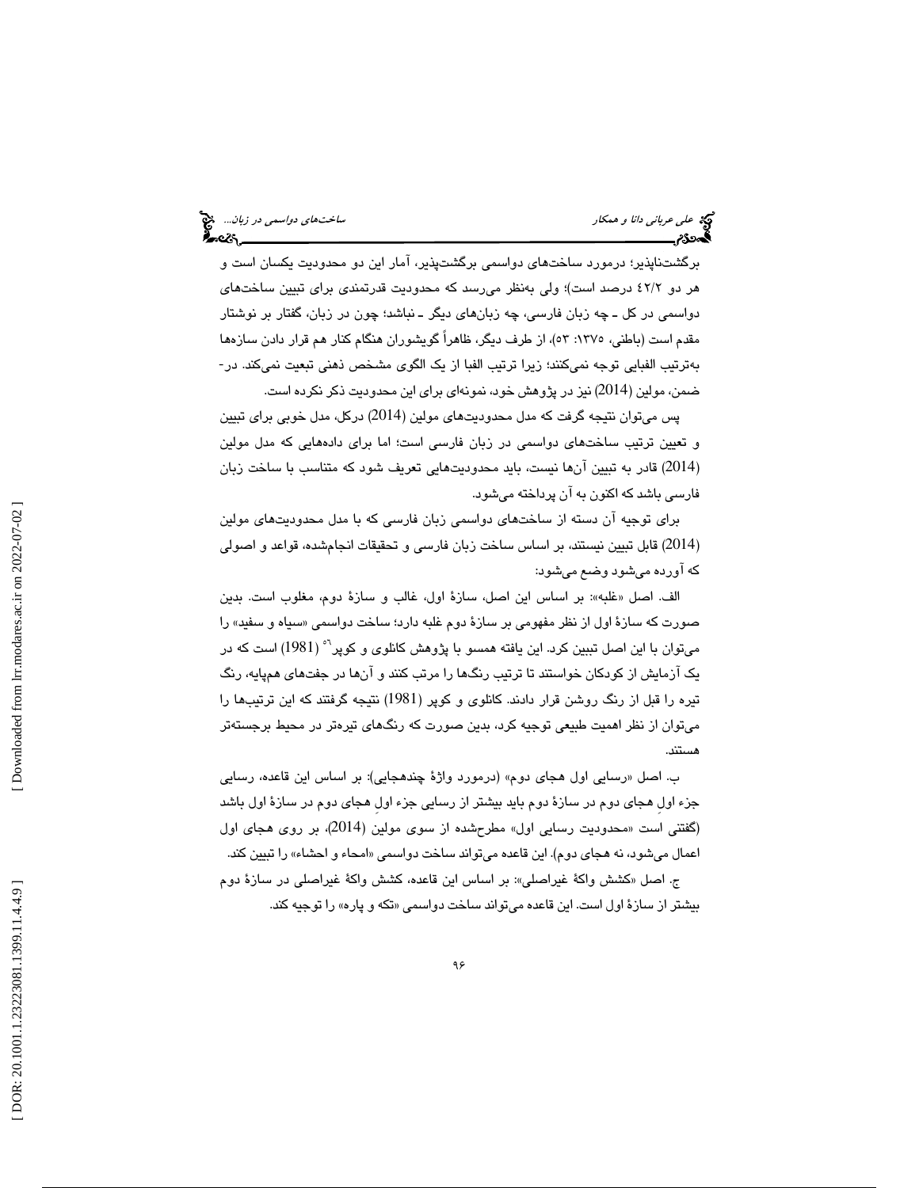برگشت‌ناپذیر؛ درمورد ساخت‌های دواسمی برگشت‌پذیر، آمار این دو محدودیت یکسان است و هر دو ۴۲/۲ درصد است)؛ ولی به‌نظر می‌رسد که محدودیت قدرتمندی برای تبیین ساخت‌های دواسمی در کل ـ چه زبان فارسی، چه زبان‌های دیگر ـ نباشد؛ چون در زبان، گفتار بر نوشتار مقدم است (باطنی، ۱۳۷۵: ۵۳)، از طرف دیگر، ظاهراً گویشوران هنگام کنار هم قرار دادن سازه‌ها به‌ترتیب الفبایی توجه نمی‌کنند؛ زیرا ترتیب الفبا از یک الگوی مشخص ذهنی تبعیت نمی‌کند. درضمن، مولین (2014) نیز در پژوهش خود، نمونه‌ای برای این محدودیت ذکر نکرده است.

پس می‌توان نتیجه گرفت که مدل محدودیت‌های مولین (2014) درکل، مدل خوبی برای تبیین و تعیین ترتیب ساخت‌های دواسمی در زبان فارسی است؛ اما برای داده‌هایی که مدل مولین (2014) قادر به تبیین آن‌ها نیست، باید محدودیت‌هایی تعریف شود که متناسب با ساخت زبان فارسی باشد که اکنون به آن پرداخته می‌شود.

برای توجیه آن دسته از ساخت‌های دواسمی زبان فارسی که با مدل محدودیت‌های مولین (2014) قابل تبیین نیستند، بر اساس ساخت زبان فارسی و تحقیقات انجام‌شده، قواعد و اصولی که آورده می‌شود وضع می‌شود:

الف. اصل «غلبه»: بر اساس این اصل، سازهٔ اول، غالب و سازهٔ دوم، مغلوب است. بدین صورت که سازهٔ اول از نظر مفهومی بر سازهٔ دوم غلبه دارد؛ ساخت دواسمی «سیاه و سفید» را می‌توان با این اصل تبیین کرد. این یافته همسو با پژوهش کانلوی و کوپر[۲۶] (1981) است که در یک آزمایش از کودکان خواستند تا ترتیب رنگ‌ها را مرتب کنند و آن‌ها در جفت‌های هم‌پایه، رنگ تیره را قبل از رنگ روشن قرار دادند. کانلوی و کوپر (1981) نتیجه گرفتند که این ترتیب‌ها را می‌توان از نظر اهمیت طبیعی توجیه کرد، بدین صورت که رنگ‌های تیره‌تر در محیط برجسته‌تر هستند.

ب. اصل «رسایی اول هجای دوم» (درمورد واژهٔ چندهجایی): بر اساس این قاعده، رسایی جزء اولِ هجای دوم در سازهٔ دوم باید بیشتر از رسایی جزء اولِ هجای دوم در سازهٔ اول باشد (گفتنی است «محدودیت رسایی اول» مطرح‌شده از سوی مولین (2014)، بر روی هجای اول اعمال می‌شود، نه هجای دوم). این قاعده می‌تواند ساخت دواسمی «امحاء و احشاء» را تبیین کند.

ج. اصل «کشش واکهٔ غیراصلی»: بر اساس این قاعده، کشش واکهٔ غیراصلی در سازهٔ دوم بیشتر از سازهٔ اول است. این قاعده می‌تواند ساخت دواسمی «تکه و پاره» را توجیه کند.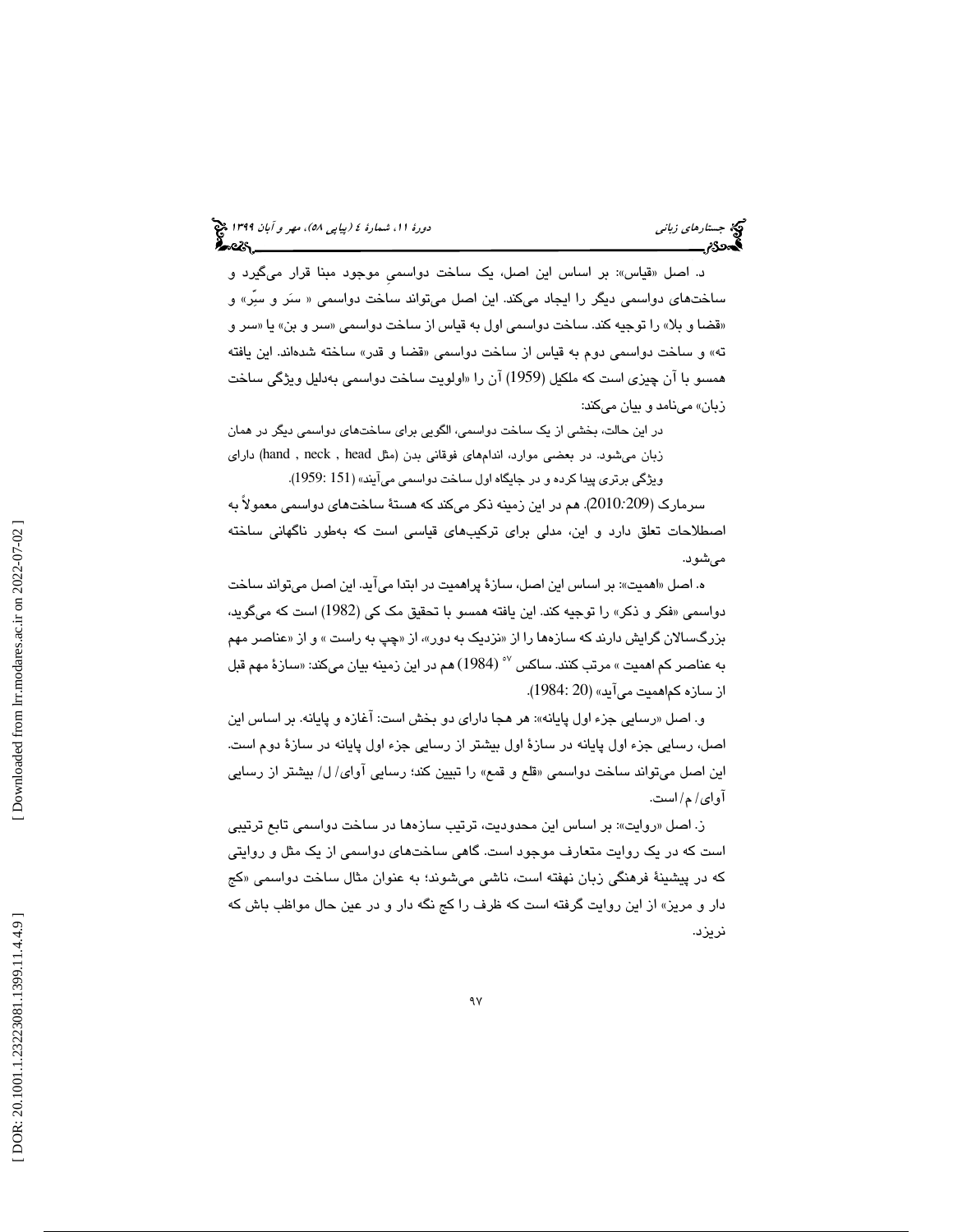د. اصل «قیاس»: بر اساس این اصل، یک ساخت دواسمیِ موجود مبنا قرار می‌گیرد و ساخت‌های دواسمی دیگر را ایجاد می‌کند. این اصل می‌تواند ساخت دواسمی « سَر و سِّر» و «قضا و بلا» را توجیه کند. ساخت دواسمی اول به قیاس از ساخت دواسمی «سر و بن» یا «سر و ته» و ساخت دواسمی دوم به قیاس از ساخت دواسمی «قضا و قدر» ساخته شده‌اند. این یافته همسو با آن چیزی است که ملکیل (1959) آن را «اولویت ساخت دواسمی به‌دلیل ویژگی ساخت زبان» می‌نامد و بیان می‌کند:

> در این حالت، بخشی از یک ساخت دواسمی، الگویی برای ساخت‌های دواسمی دیگر در همان زبان می‌شود. در بعضی موارد، اندام‌های فوقانی بدن (مثل hand , neck , head) دارای ویژگی برتری پیدا کرده و در جایگاه اول ساخت دواسمی می‌آیند» (151 :1959).

سرمارک (2010:209). هم در این زمینه ذکر می‌کند که هستهٔ ساخت‌های دواسمی معمولاً به اصطلاحات تعلق دارد و این، مدلی برای ترکیب‌های قیاسی است که به‌طور ناگهانی ساخته می‌شود.

ه. اصل «اهمیت»: بر اساس این اصل، سازهٔ پراهمیت در ابتدا می‌آید. این اصل می‌تواند ساخت دواسمی «فکر و ذکر» را توجیه کند. این یافته همسو با تحقیق مک کی (1982) است که می‌گوید، بزرگسالان گرایش دارند که سازه‌ها را از «نزدیک به دور»، از «چپ به راست » و از «عناصر مهم به عناصر کم اهمیت » مرتب کنند. ساکس [٥٧] (1984) هم در این زمینه بیان می‌کند: «سازهٔ مهم قبل از سازه کم‌اهمیت می‌آید» (20 :1984).

و. اصل «رسایی جزء اول پایانه»: هر هجا دارای دو بخش است: آغازه و پایانه. بر اساس این اصل، رسایی جزء اول پایانه در سازهٔ اول بیشتر از رسایی جزء اول پایانه در سازهٔ دوم است. این اصل می‌تواند ساخت دواسمی «قلع و قمع» را تبیین کند؛ رسایی آوای/ ل/ بیشتر از رسایی آوای/ م/ است.

ز. اصل «روایت»: بر اساس این محدودیت، ترتیب سازه‌ها در ساخت دواسمی تابع ترتیبی است که در یک روایت متعارف موجود است. گاهی ساخت‌های دواسمی از یک مثل و روایتی که در پیشینهٔ فرهنگی زبان نهفته است، ناشی می‌شوند؛ به عنوان مثال ساخت دواسمی «کج دار و مریز» از این روایت گرفته است که ظرف را کج نگه دار و در عین حال مواظب باش که نریزد.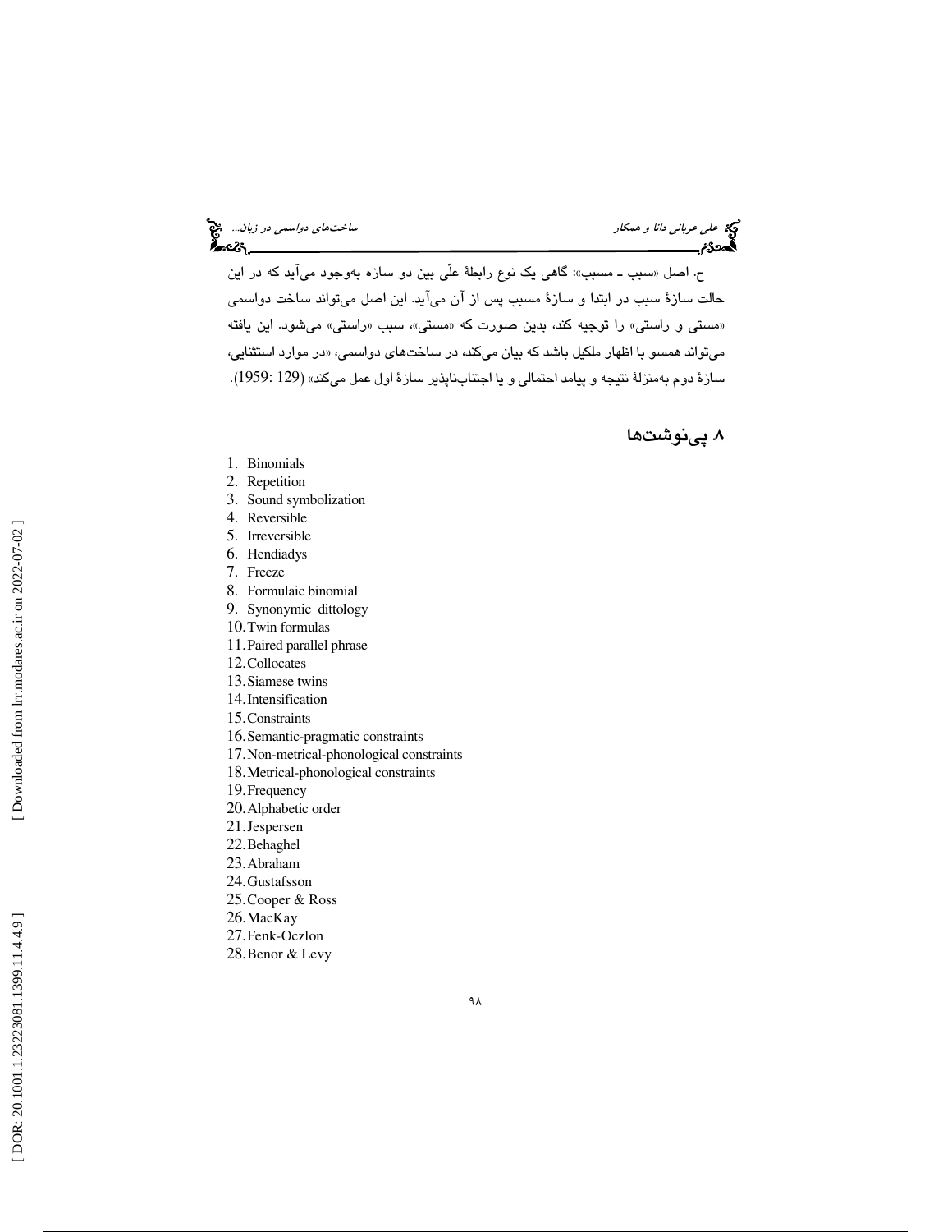ح. اصل «سبب ـ مسبب»: گاهی یک نوع رابطهٔ علّی بین دو سازه به‌وجود می‌آید که در این حالت سازهٔ سبب در ابتدا و سازهٔ مسبب پس از آن می‌آید. این اصل می‌تواند ساخت دواسمی «مستی و راستی» را توجیه کند، بدین صورت که «مستی»، سبب «راستی» می‌شود. این یافته می‌تواند همسو با اظهار ملکیل باشد که بیان می‌کند، در ساخت‌های دواسمی، «در موارد استثنایی، سازهٔ دوم به‌منزلهٔ نتیجه و پیامد احتمالی و یا اجتناب‌ناپذیر سازهٔ اول عمل می‌کند» (129 :1959).

## ۸. پی‌نوشت‌ها

1. Binomials
2. Repetition
3. Sound symbolization
4. Reversible
5. Irreversible
6. Hendiadys
7. Freeze
8. Formulaic binomial
9. Synonymic dittology
10. Twin formulas
11. Paired parallel phrase
12. Collocates
13. Siamese twins
14. Intensification
15. Constraints
16. Semantic-pragmatic constraints
17. Non-metrical-phonological constraints
18. Metrical-phonological constraints
19. Frequency
20. Alphabetic order
21. Jespersen
22. Behaghel
23. Abraham
24. Gustafsson
25. Cooper & Ross
26. MacKay
27. Fenk-Oczlon
28. Benor & Levy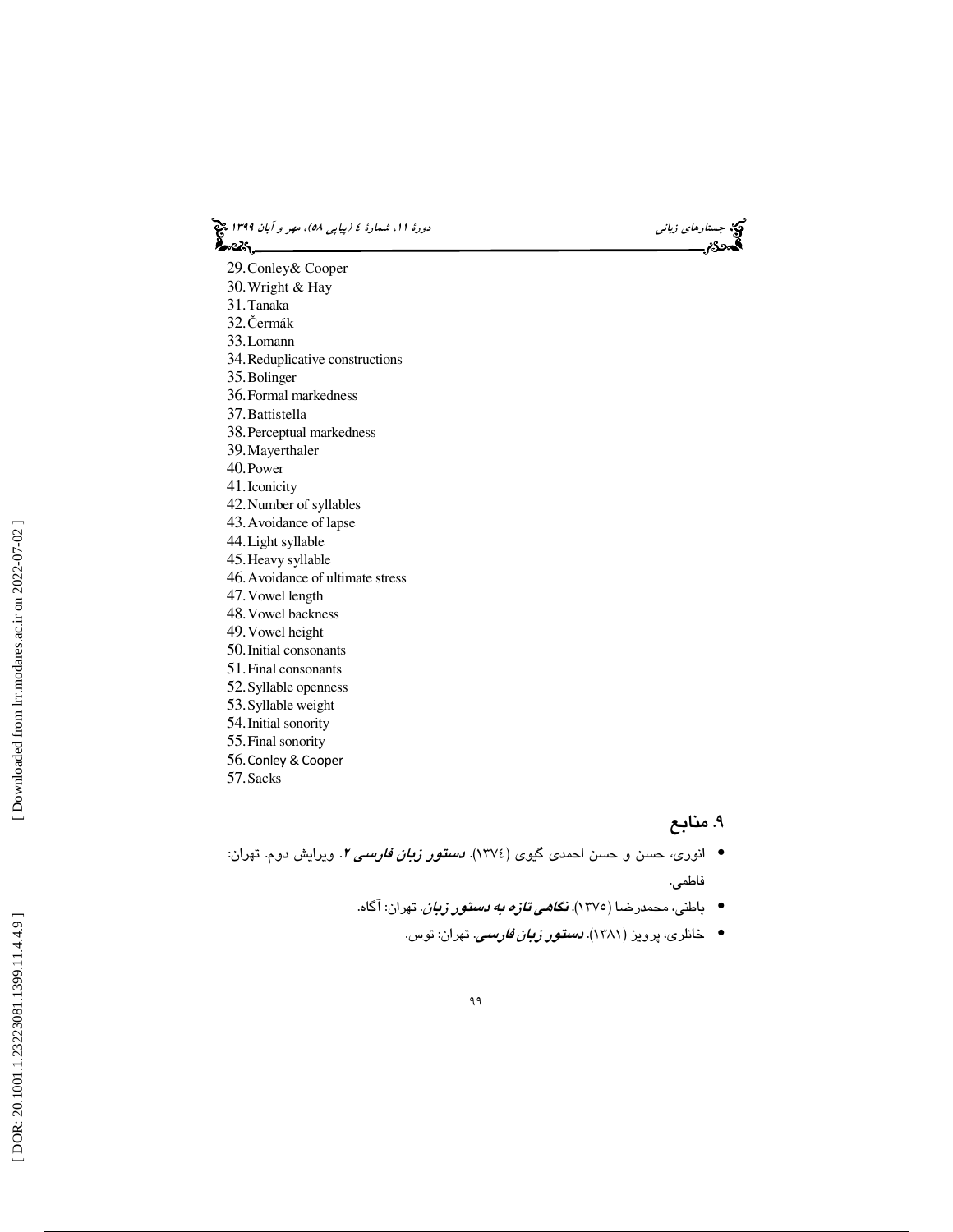29. Conley& Cooper
30. Wright & Hay
31. Tanaka
32. Čermák
33. Lomann
34. Reduplicative constructions
35. Bolinger
36. Formal markedness
37. Battistella
38. Perceptual markedness
39. Mayerthaler
40. Power
41. Iconicity
42. Number of syllables
43. Avoidance of lapse
44. Light syllable
45. Heavy syllable
46. Avoidance of ultimate stress
47. Vowel length
48. Vowel backness
49. Vowel height
50. Initial consonants
51. Final consonants
52. Syllable openness
53. Syllable weight
54. Initial sonority
55. Final sonority
56. Conley & Cooper
57. Sacks

## ۹. منابع

- انوری، حسن و حسن احمدی گیوی (۱۳۷٤). ***دستور زبان فارسی ۲***. ویرایش دوم. تهران: فاطمی.
- باطنی، محمدرضا (۱۳۷۵). ***نگاهی تازه به دستور زبان***. تهران: آگاه.
- خانلری، پرویز (۱۳۸۱). ***دستور زبان فارسی***. تهران: توس.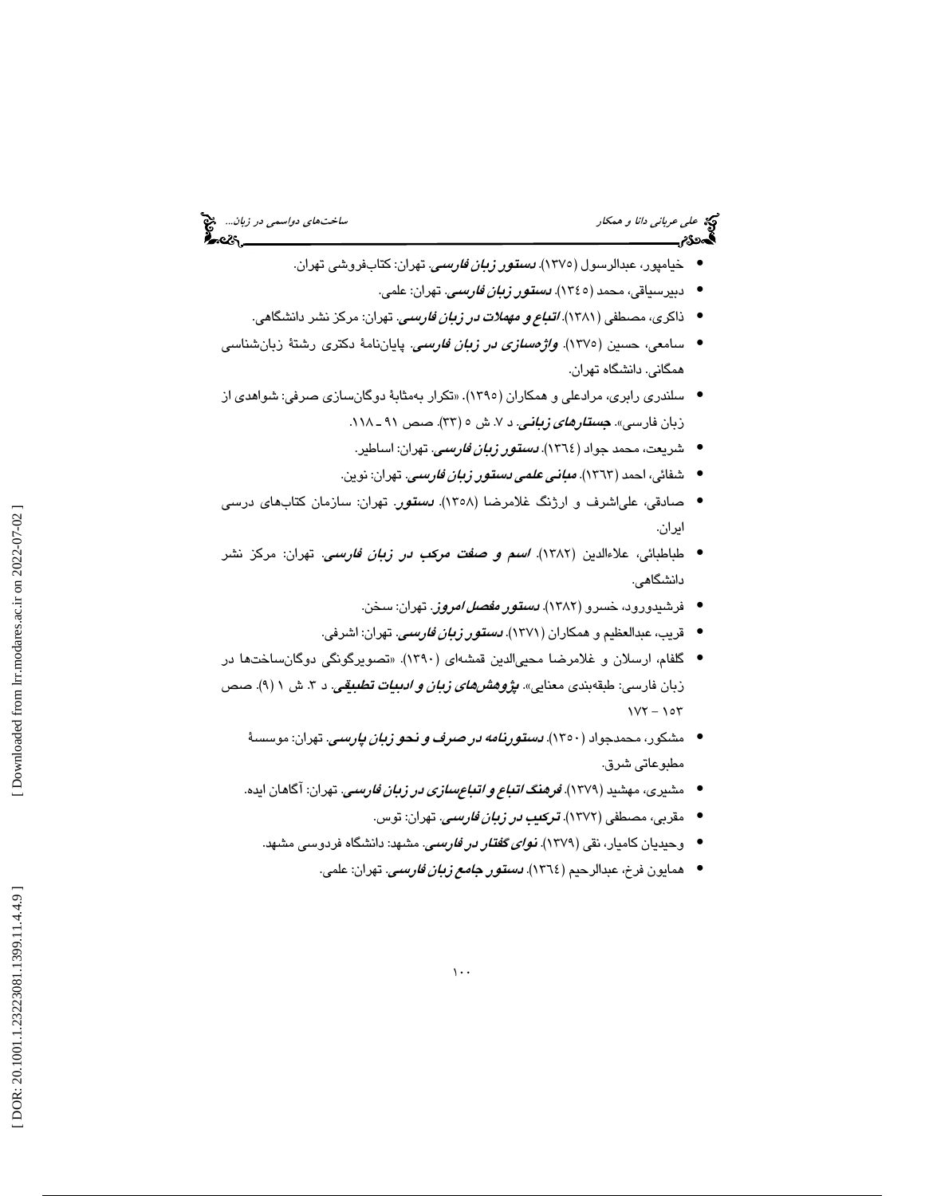- خیامپور، عبدالرسول (١٣٧٥). ***دستور زبان فارسی***. تهران: کتاب‌فروشی تهران.
- دبیرسیاقی، محمد (١٣٤٥). ***دستور زبان فارسی***. تهران: علمی.
- ذاکری، مصطفی (١٣٨١). ***اتباع و مهملات در زبان فارسی***. تهران: مرکز نشر دانشگاهی.
- سامعی، حسین (١٣٧٥). ***واژه‌سازی در زبان فارسی***. پایان‌نامهٔ دکتری رشتهٔ زبان‌شناسی همگانی. دانشگاه تهران.
- سلندری رابری، مرادعلی و همکاران (١٣٩٥). «تکرار به‌مثابهٔ دوگان‌سازی صرفی: شواهدی از زبان فارسی». ***جستارهای زبانی***. د ٧. ش ٥ (٣٣). صص ٩١ ـ ١١٨.
- شریعت، محمد جواد (١٣٦٤). ***دستور زبان فارسی***. تهران: اساطیر.
- شفائی، احمد (١٣٦٣). ***مبانی علمی دستور زبان فارسی***. تهران: نوین.
- صادقی، علی‌اشرف و ارژنگ غلامرضا (١٣٥٨). ***دستور***. تهران: سازمان کتاب‌های درسی ایران.
- طباطبائی، علاءالدین (١٣٨٢). ***اسم و صفت مرکب در زبان فارسی***. تهران: مرکز نشر دانشگاهی.
- فرشیدورود، خسرو (١٣٨٢). ***دستور مفصل امروز***. تهران: سخن.
- قریب، عبدالعظیم و همکاران (١٣٧١). ***دستور زبان فارسی***. تهران: اشرفی.
- گلفام، ارسلان و غلامرضا محیی‌الدین قمشه‌ای (١٣٩٠). «تصویرگونگی دوگان‌ساخت‌ها در زبان فارسی: طبقه‌بندی معنایی». ***پژوهش‌های زبان و ادبیات تطبیقی***. د ٣. ش ١ (٩). صص ١٥٣ – ١٧٢
- مشکور، محمدجواد (١٣٥٠). ***دستورنامه در صرف و نحو زبان پارسی***. تهران: موسسهٔ مطبوعاتی شرق.
- مشیری، مهشید (١٣٧٩). ***فرهنگ اتباع و اتباع‌سازی در زبان فارسی***. تهران: آگاهان ایده.
- مقربی، مصطفی (١٣٧٢). ***ترکیب در زبان فارسی***. تهران: توس.
- وحیدیان کامیار، تقی (١٣٧٩). ***نوای گفتار در فارسی***. مشهد: دانشگاه فردوسی مشهد.
- همایون فرخ، عبدالرحیم (١٣٦٤). ***دستور جامع زبان فارسی***. تهران: علمی.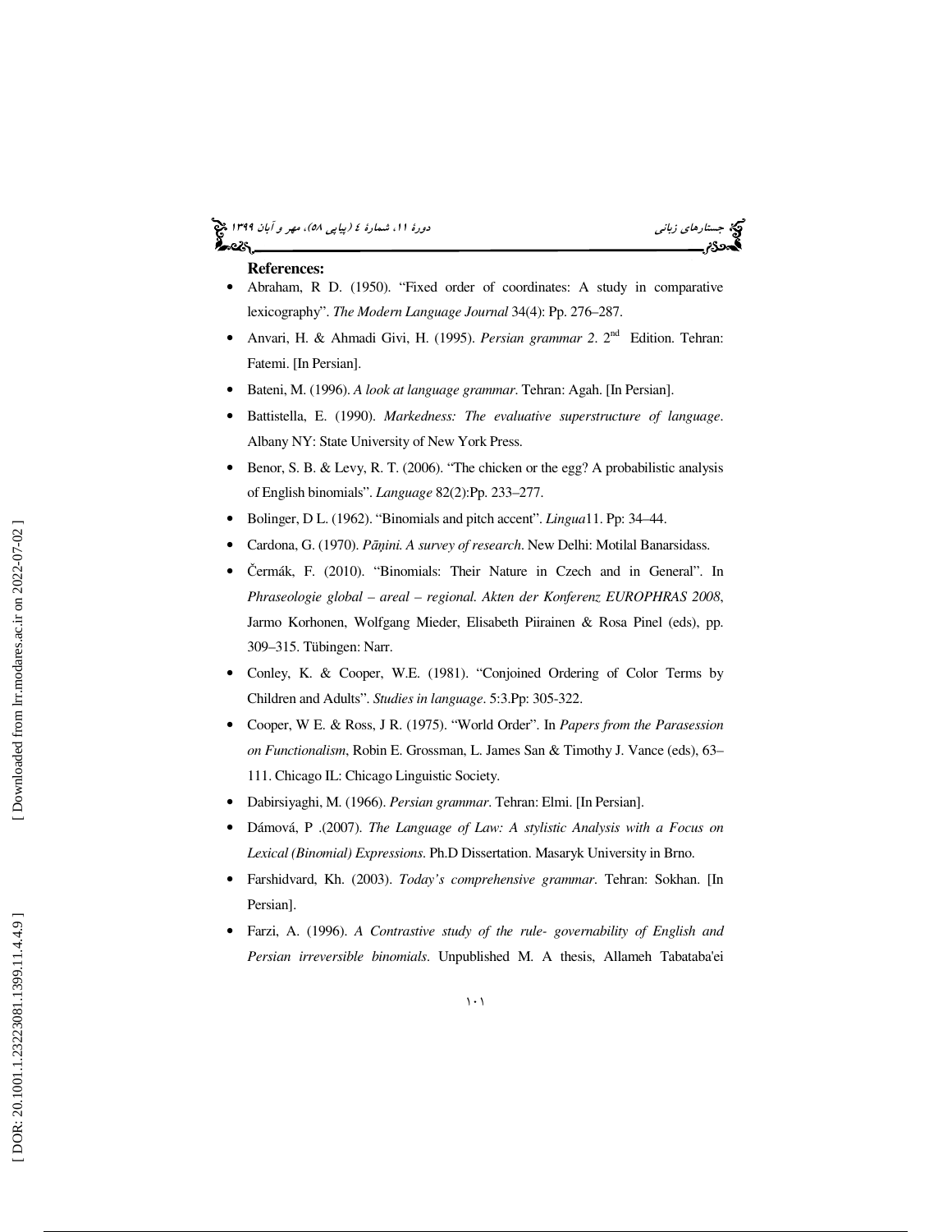**References:**

- Abraham, R D. (1950). "Fixed order of coordinates: A study in comparative lexicography". *The Modern Language Journal* 34(4): Pp. 276–287.
- Anvari, H. & Ahmadi Givi, H. (1995). *Persian grammar 2*. 2nd Edition. Tehran: Fatemi. [In Persian].
- Bateni, M. (1996). *A look at language grammar*. Tehran: Agah. [In Persian].
- Battistella, E. (1990). *Markedness: The evaluative superstructure of language*. Albany NY: State University of New York Press.
- Benor, S. B. & Levy, R. T. (2006). "The chicken or the egg? A probabilistic analysis of English binomials". *Language* 82(2):Pp. 233–277.
- Bolinger, D L. (1962). "Binomials and pitch accent". *Lingua*11. Pp: 34–44.
- Cardona, G. (1970). *Pāṇini. A survey of research*. New Delhi: Motilal Banarsidass.
- Čermák, F. (2010). "Binomials: Their Nature in Czech and in General". In *Phraseologie global – areal – regional. Akten der Konferenz EUROPHRAS 2008*, Jarmo Korhonen, Wolfgang Mieder, Elisabeth Piirainen & Rosa Pinel (eds), pp. 309–315. Tübingen: Narr.
- Conley, K. & Cooper, W.E. (1981). "Conjoined Ordering of Color Terms by Children and Adults". *Studies in language*. 5:3.Pp: 305-322.
- Cooper, W E. & Ross, J R. (1975). "World Order". In *Papers from the Parasession on Functionalism*, Robin E. Grossman, L. James San & Timothy J. Vance (eds), 63–111. Chicago IL: Chicago Linguistic Society.
- Dabirsiyaghi, M. (1966). *Persian grammar*. Tehran: Elmi. [In Persian].
- Dámová, P .(2007). *The Language of Law: A stylistic Analysis with a Focus on Lexical (Binomial) Expressions*. Ph.D Dissertation. Masaryk University in Brno.
- Farshidvard, Kh. (2003). *Today's comprehensive grammar*. Tehran: Sokhan. [In Persian].
- Farzi, A. (1996). *A Contrastive study of the rule- governability of English and Persian irreversible binomials*. Unpublished M. A thesis, Allameh Tabataba'ei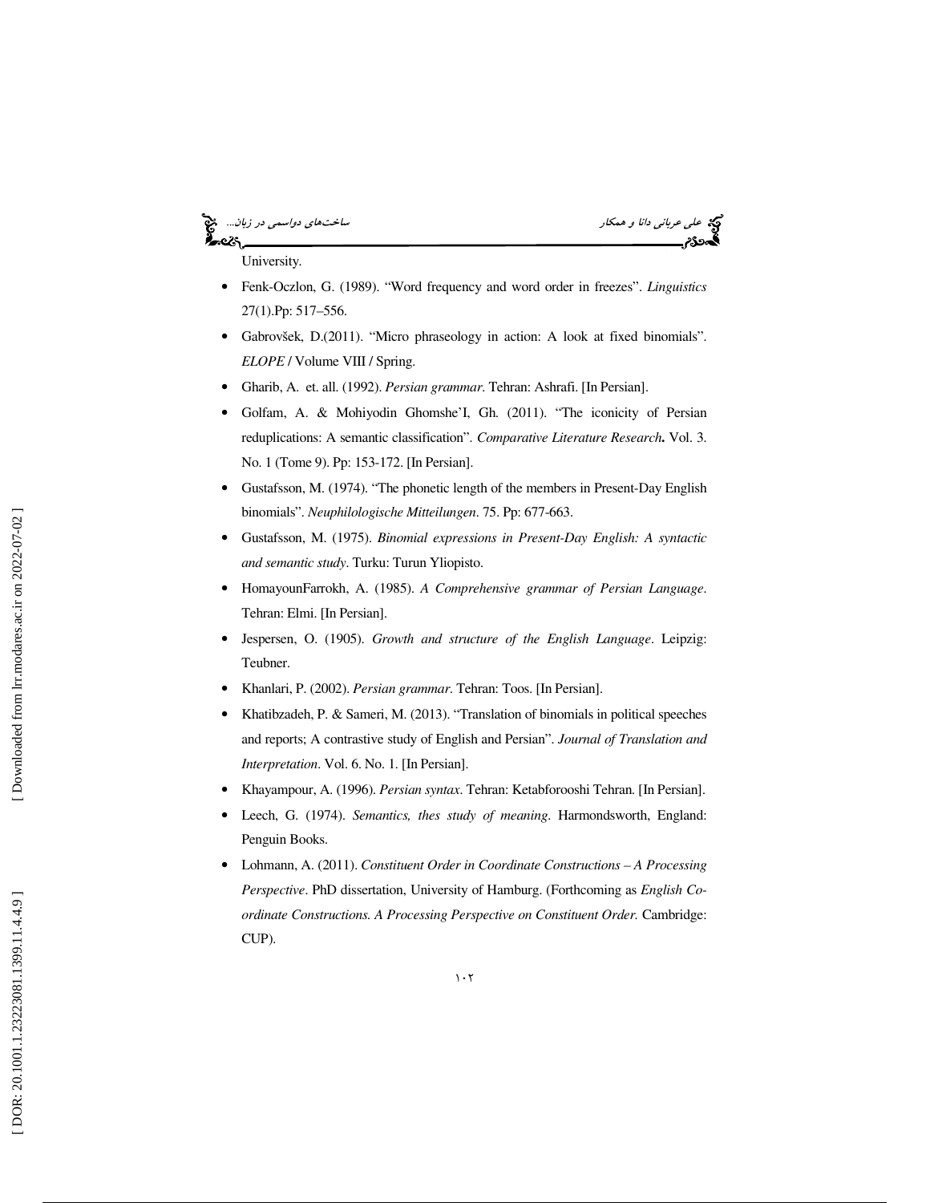University.

- Fenk-Oczlon, G. (1989). "Word frequency and word order in freezes". *Linguistics* 27(1).Pp: 517–556.
- Gabrovšek, D.(2011). "Micro phraseology in action: A look at fixed binomials". *ELOPE* / Volume VIII / Spring.
- Gharib, A. et. all. (1992). *Persian grammar*. Tehran: Ashrafi. [In Persian].
- Golfam, A. & Mohiyodin Ghomshe'I, Gh. (2011). "The iconicity of Persian reduplications: A semantic classification". *Comparative Literature Research***.** Vol. 3. No. 1 (Tome 9). Pp: 153-172. [In Persian].
- Gustafsson, M. (1974). "The phonetic length of the members in Present-Day English binomials". *Neuphilologische Mitteilungen*. 75. Pp: 677-663.
- Gustafsson, M. (1975). *Binomial expressions in Present-Day English: A syntactic and semantic study*. Turku: Turun Yliopisto.
- HomayounFarrokh, A. (1985). *A Comprehensive grammar of Persian Language*. Tehran: Elmi. [In Persian].
- Jespersen, O. (1905). *Growth and structure of the English Language*. Leipzig: Teubner.
- Khanlari, P. (2002). *Persian grammar*. Tehran: Toos. [In Persian].
- Khatibzadeh, P. & Sameri, M. (2013). "Translation of binomials in political speeches and reports; A contrastive study of English and Persian". *Journal of Translation and Interpretation*. Vol. 6. No. 1. [In Persian].
- Khayampour, A. (1996). *Persian syntax*. Tehran: Ketabforooshi Tehran. [In Persian].
- Leech, G. (1974). *Semantics, thes study of meaning*. Harmondsworth, England: Penguin Books.
- Lohmann, A. (2011). *Constituent Order in Coordinate Constructions – A Processing Perspective*. PhD dissertation, University of Hamburg. (Forthcoming as *English Co-ordinate Constructions. A Processing Perspective on Constituent Order.* Cambridge: CUP).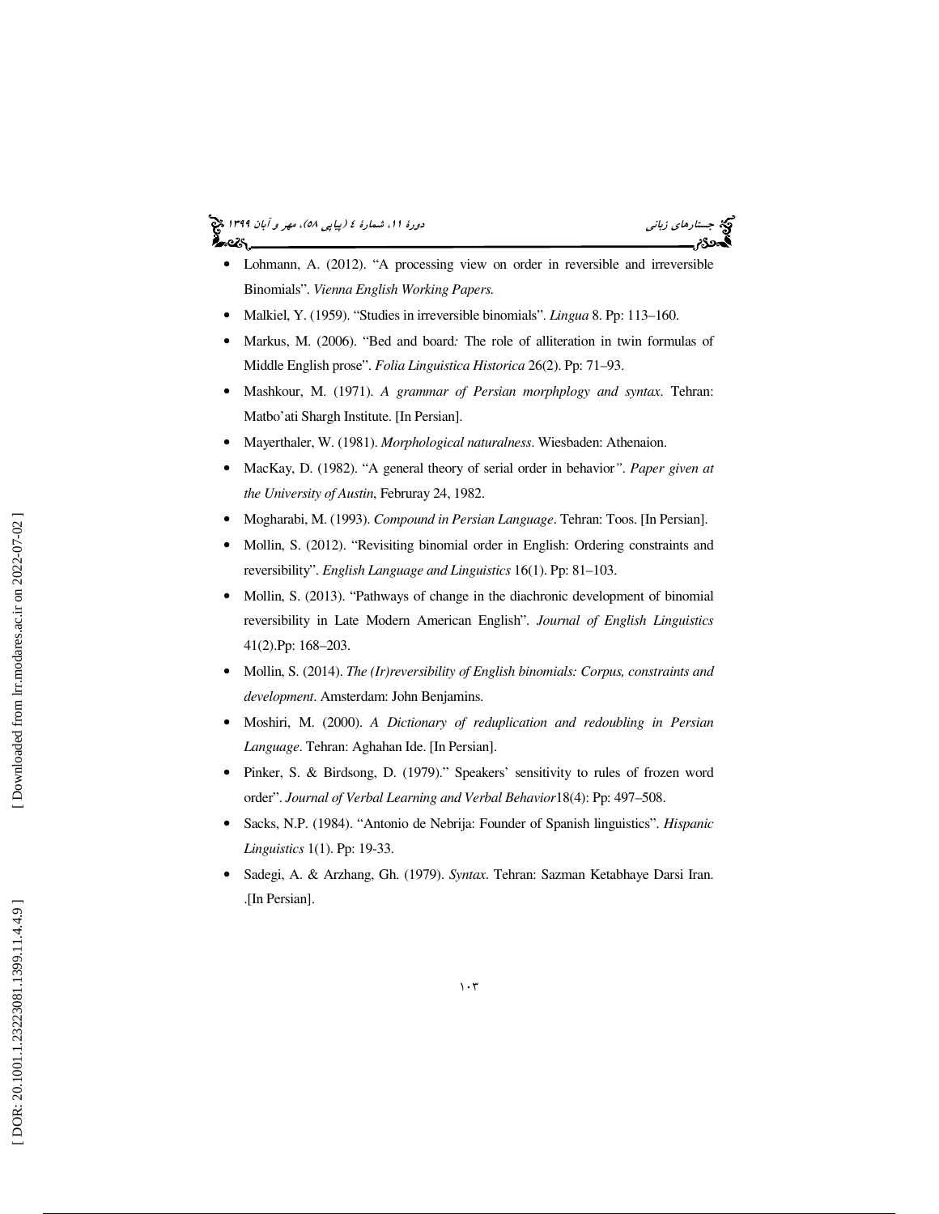- Lohmann, A. (2012). “A processing view on order in reversible and irreversible Binomials”. *Vienna English Working Papers.*
- Malkiel, Y. (1959). “Studies in irreversible binomials”. *Lingua* 8. Pp: 113–160.
- Markus, M. (2006). “Bed and board*:* The role of alliteration in twin formulas of Middle English prose”. *Folia Linguistica Historica* 26(2). Pp: 71–93.
- Mashkour, M. (1971). *A grammar of Persian morphplogy and syntax*. Tehran: Matbo’ati Shargh Institute. [In Persian].
- Mayerthaler, W. (1981). *Morphological naturalness*. Wiesbaden: Athenaion.
- MacKay, D. (1982). “A general theory of serial order in behavior*”. Paper given at the University of Austin*, Februray 24, 1982.
- Mogharabi, M. (1993). *Compound in Persian Language*. Tehran: Toos. [In Persian].
- Mollin, S. (2012). “Revisiting binomial order in English: Ordering constraints and reversibility”. *English Language and Linguistics* 16(1). Pp: 81–103.
- Mollin, S. (2013). “Pathways of change in the diachronic development of binomial reversibility in Late Modern American English”. *Journal of English Linguistics* 41(2).Pp: 168–203.
- Mollin, S. (2014). *The (Ir)reversibility of English binomials: Corpus, constraints and development*. Amsterdam: John Benjamins.
- Moshiri, M. (2000). *A Dictionary of reduplication and redoubling in Persian Language*. Tehran: Aghahan Ide. [In Persian].
- Pinker, S. & Birdsong, D. (1979).” Speakers’ sensitivity to rules of frozen word order”. *Journal of Verbal Learning and Verbal Behavior*18(4): Pp: 497–508.
- Sacks, N.P. (1984). “Antonio de Nebrija: Founder of Spanish linguistics”. *Hispanic Linguistics* 1(1). Pp: 19-33.
- Sadegi, A. & Arzhang, Gh. (1979). *Syntax*. Tehran: Sazman Ketabhaye Darsi Iran. .[In Persian].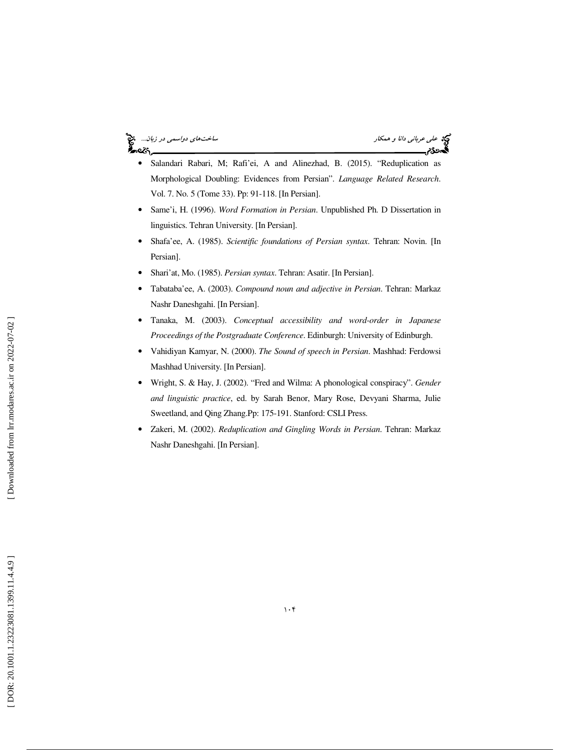- Salandari Rabari, M; Rafi'ei, A and Alinezhad, B. (2015). "Reduplication as Morphological Doubling: Evidences from Persian". *Language Related Research*. Vol. 7. No. 5 (Tome 33). Pp: 91-118. [In Persian].
- Same'i, H. (1996). *Word Formation in Persian*. Unpublished Ph. D Dissertation in linguistics. Tehran University. [In Persian].
- Shafa'ee, A. (1985). *Scientific foundations of Persian syntax*. Tehran: Novin. [In Persian].
- Shari'at, Mo. (1985). *Persian syntax*. Tehran: Asatir. [In Persian].
- Tabataba'ee, A. (2003). *Compound noun and adjective in Persian*. Tehran: Markaz Nashr Daneshgahi. [In Persian].
- Tanaka, M. (2003). *Conceptual accessibility and word-order in Japanese Proceedings of the Postgraduate Conference*. Edinburgh: University of Edinburgh.
- Vahidiyan Kamyar, N. (2000). *The Sound of speech in Persian*. Mashhad: Ferdowsi Mashhad University. [In Persian].
- Wright, S. & Hay, J. (2002). "Fred and Wilma: A phonological conspiracy". *Gender and linguistic practice*, ed. by Sarah Benor, Mary Rose, Devyani Sharma, Julie Sweetland, and Qing Zhang.Pp: 175-191. Stanford: CSLI Press.
- Zakeri, M. (2002). *Reduplication and Gingling Words in Persian*. Tehran: Markaz Nashr Daneshgahi. [In Persian].